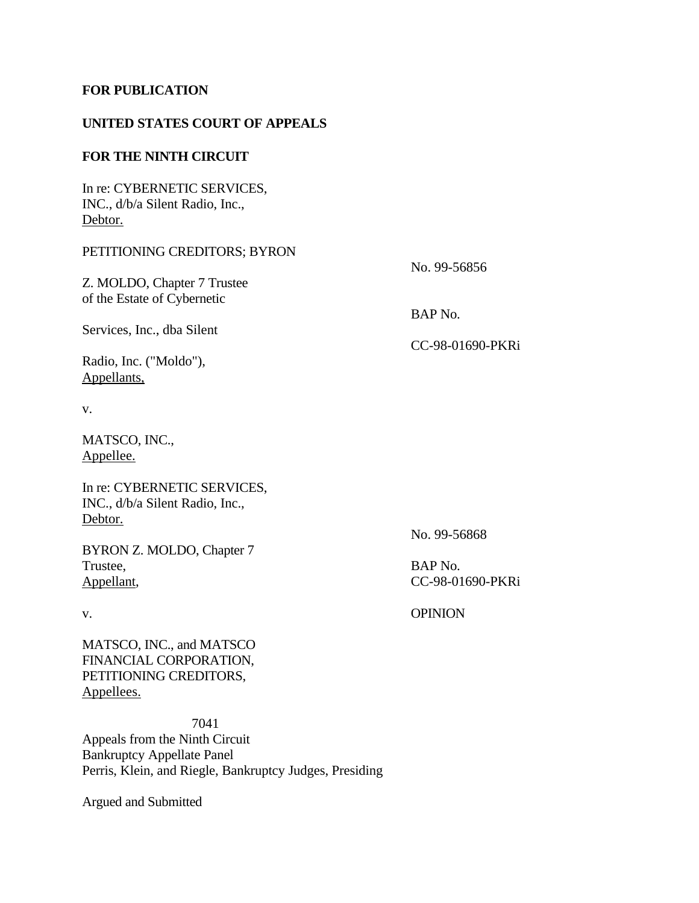**FOR PUBLICATION**

**UNITED STATES COURT OF APPEALS**

**FOR THE NINTH CIRCUIT**

In re: CYBERNETIC SERVICES, INC., d/b/a Silent Radio, Inc.,
Debtor.

PETITIONING CREDITORS; BYRON Z. MOLDO, Chapter 7 Trustee of the Estate of Cybernetic Services, Inc., dba Silent Radio, Inc. ("Moldo"),
Appellants,

v.

MATSCO, INC.,
Appellee.

No. 99-56856

BAP No. CC-98-01690-PKRi

In re: CYBERNETIC SERVICES, INC., d/b/a Silent Radio, Inc.,
Debtor.

BYRON Z. MOLDO, Chapter 7 Trustee,
Appellant,

v.

MATSCO, INC., and MATSCO FINANCIAL CORPORATION, PETITIONING CREDITORS,
Appellees.

No. 99-56868

BAP No. CC-98-01690-PKRi

OPINION

Appeals from the Ninth Circuit Bankruptcy Appellate Panel
Perris, Klein, and Riegle, Bankruptcy Judges, Presiding

Argued and Submitted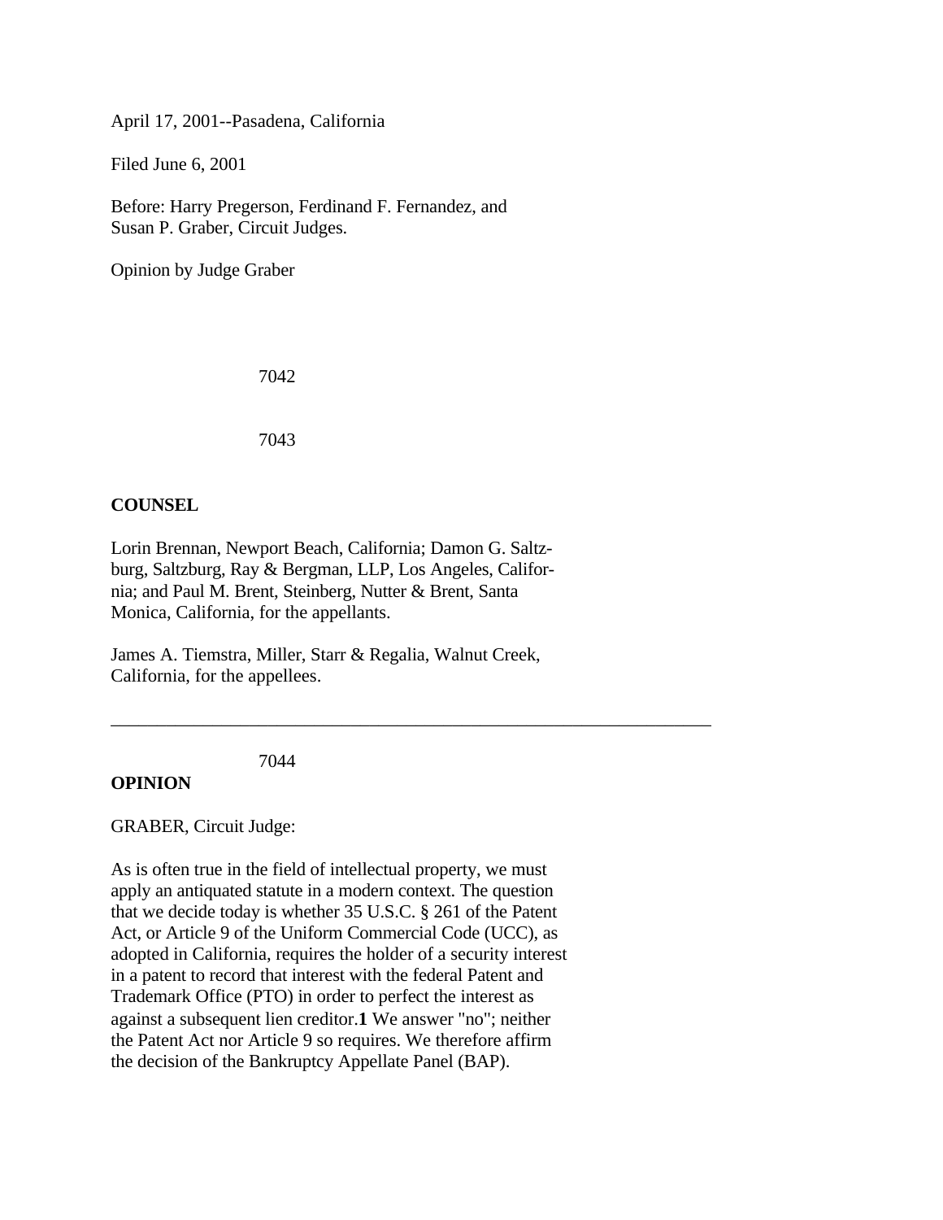April 17, 2001--Pasadena, California

Filed June 6, 2001

Before: Harry Pregerson, Ferdinand F. Fernandez, and
Susan P. Graber, Circuit Judges.

Opinion by Judge Graber

**COUNSEL**

Lorin Brennan, Newport Beach, California; Damon G. Saltzburg, Saltzburg, Ray & Bergman, LLP, Los Angeles, California; and Paul M. Brent, Steinberg, Nutter & Brent, Santa Monica, California, for the appellants.

James A. Tiemstra, Miller, Starr & Regalia, Walnut Creek, California, for the appellees.

---

**OPINION**

GRABER, Circuit Judge:

As is often true in the field of intellectual property, we must apply an antiquated statute in a modern context. The question that we decide today is whether 35 U.S.C. § 261 of the Patent Act, or Article 9 of the Uniform Commercial Code (UCC), as adopted in California, requires the holder of a security interest in a patent to record that interest with the federal Patent and Trademark Office (PTO) in order to perfect the interest as against a subsequent lien creditor.**1** We answer "no"; neither the Patent Act nor Article 9 so requires. We therefore affirm the decision of the Bankruptcy Appellate Panel (BAP).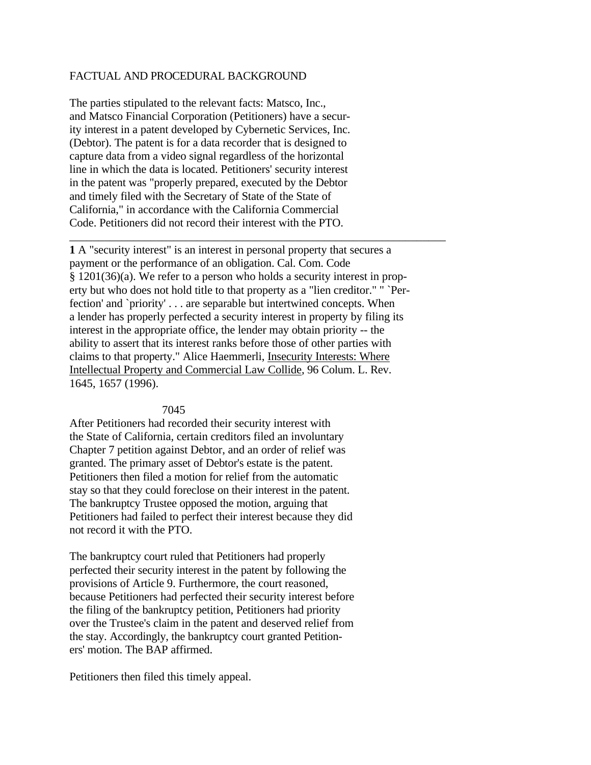FACTUAL AND PROCEDURAL BACKGROUND

The parties stipulated to the relevant facts: Matsco, Inc., and Matsco Financial Corporation (Petitioners) have a security interest in a patent developed by Cybernetic Services, Inc. (Debtor). The patent is for a data recorder that is designed to capture data from a video signal regardless of the horizontal line in which the data is located. Petitioners' security interest in the patent was "properly prepared, executed by the Debtor and timely filed with the Secretary of State of the State of California," in accordance with the California Commercial Code. Petitioners did not record their interest with the PTO.

---

**1** A "security interest" is an interest in personal property that secures a payment or the performance of an obligation. Cal. Com. Code § 1201(36)(a). We refer to a person who holds a security interest in property but who does not hold title to that property as a "lien creditor." " `Perfection' and `priority' . . . are separable but intertwined concepts. When a lender has properly perfected a security interest in property by filing its interest in the appropriate office, the lender may obtain priority -- the ability to assert that its interest ranks before those of other parties with claims to that property." Alice Haemmerli, Insecurity Interests: Where Intellectual Property and Commercial Law Collide, 96 Colum. L. Rev. 1645, 1657 (1996).

After Petitioners had recorded their security interest with the State of California, certain creditors filed an involuntary Chapter 7 petition against Debtor, and an order of relief was granted. The primary asset of Debtor's estate is the patent. Petitioners then filed a motion for relief from the automatic stay so that they could foreclose on their interest in the patent. The bankruptcy Trustee opposed the motion, arguing that Petitioners had failed to perfect their interest because they did not record it with the PTO.

The bankruptcy court ruled that Petitioners had properly perfected their security interest in the patent by following the provisions of Article 9. Furthermore, the court reasoned, because Petitioners had perfected their security interest before the filing of the bankruptcy petition, Petitioners had priority over the Trustee's claim in the patent and deserved relief from the stay. Accordingly, the bankruptcy court granted Petitioners' motion. The BAP affirmed.

Petitioners then filed this timely appeal.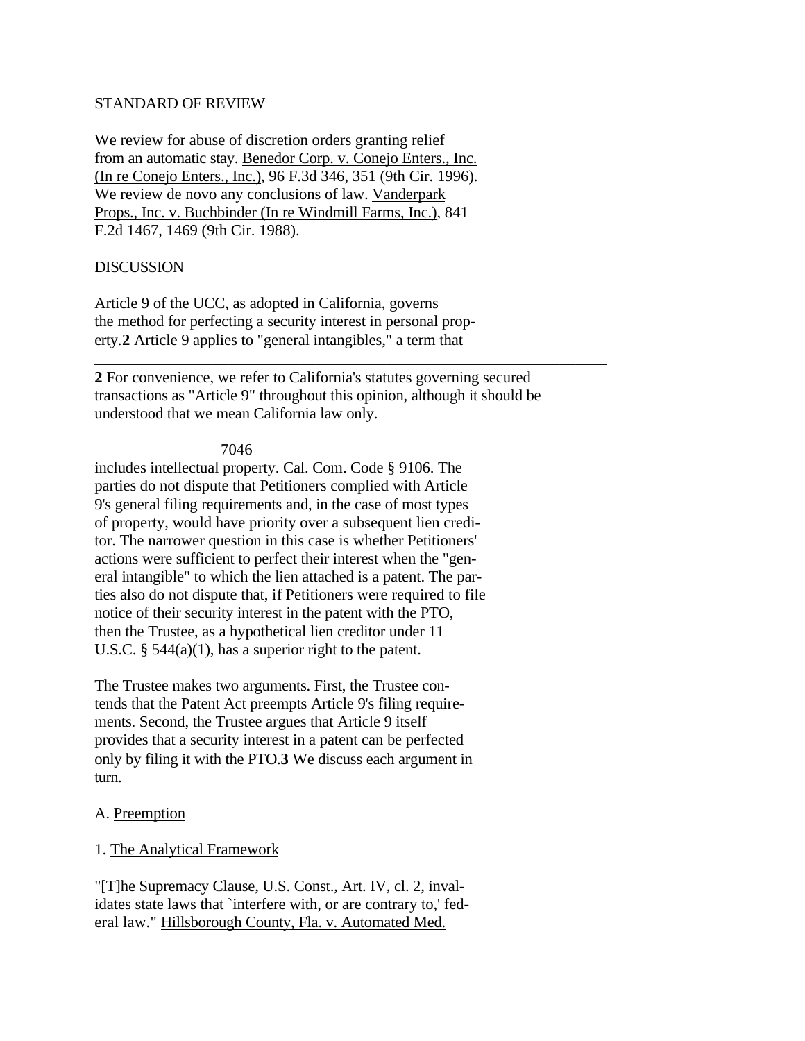STANDARD OF REVIEW

We review for abuse of discretion orders granting relief from an automatic stay. Benedor Corp. v. Conejo Enters., Inc. (In re Conejo Enters., Inc.), 96 F.3d 346, 351 (9th Cir. 1996). We review de novo any conclusions of law. Vanderpark Props., Inc. v. Buchbinder (In re Windmill Farms, Inc.), 841 F.2d 1467, 1469 (9th Cir. 1988).

DISCUSSION

Article 9 of the UCC, as adopted in California, governs the method for perfecting a security interest in personal property.[2] Article 9 applies to "general intangibles," a term that includes intellectual property. Cal. Com. Code § 9106. The parties do not dispute that Petitioners complied with Article 9's general filing requirements and, in the case of most types of property, would have priority over a subsequent lien creditor. The narrower question in this case is whether Petitioners' actions were sufficient to perfect their interest when the "general intangible" to which the lien attached is a patent. The parties also do not dispute that, if Petitioners were required to file notice of their security interest in the patent with the PTO, then the Trustee, as a hypothetical lien creditor under 11 U.S.C. § 544(a)(1), has a superior right to the patent.

The Trustee makes two arguments. First, the Trustee contends that the Patent Act preempts Article 9's filing requirements. Second, the Trustee argues that Article 9 itself provides that a security interest in a patent can be perfected only by filing it with the PTO.[3] We discuss each argument in turn.

A. Preemption

1. The Analytical Framework

"[T]he Supremacy Clause, U.S. Const., Art. IV, cl. 2, invalidates state laws that `interfere with, or are contrary to,' federal law." Hillsborough County, Fla. v. Automated Med.

---

**2** For convenience, we refer to California's statutes governing secured transactions as "Article 9" throughout this opinion, although it should be understood that we mean California law only.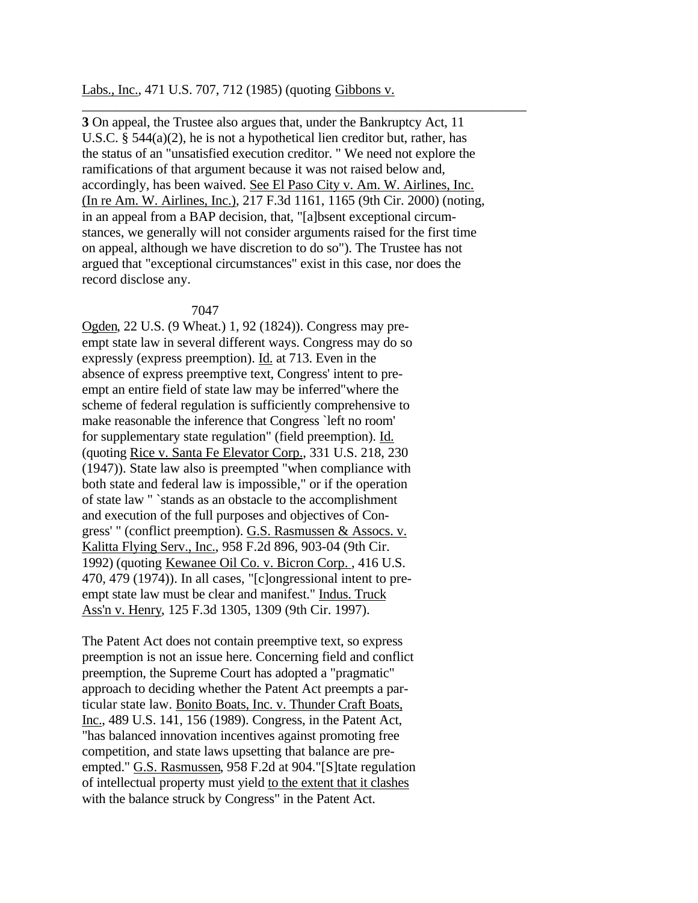Labs., Inc., 471 U.S. 707, 712 (1985) (quoting Gibbons v.

---

**3** On appeal, the Trustee also argues that, under the Bankruptcy Act, 11 U.S.C. § 544(a)(2), he is not a hypothetical lien creditor but, rather, has the status of an "unsatisfied execution creditor. " We need not explore the ramifications of that argument because it was not raised below and, accordingly, has been waived. See El Paso City v. Am. W. Airlines, Inc. (In re Am. W. Airlines, Inc.), 217 F.3d 1161, 1165 (9th Cir. 2000) (noting, in an appeal from a BAP decision, that, "[a]bsent exceptional circumstances, we generally will not consider arguments raised for the first time on appeal, although we have discretion to do so"). The Trustee has not argued that "exceptional circumstances" exist in this case, nor does the record disclose any.

Ogden, 22 U.S. (9 Wheat.) 1, 92 (1824)). Congress may preempt state law in several different ways. Congress may do so expressly (express preemption). Id. at 713. Even in the absence of express preemptive text, Congress' intent to preempt an entire field of state law may be inferred"where the scheme of federal regulation is sufficiently comprehensive to make reasonable the inference that Congress `left no room' for supplementary state regulation" (field preemption). Id. (quoting Rice v. Santa Fe Elevator Corp., 331 U.S. 218, 230 (1947)). State law also is preempted "when compliance with both state and federal law is impossible," or if the operation of state law " `stands as an obstacle to the accomplishment and execution of the full purposes and objectives of Congress' " (conflict preemption). G.S. Rasmussen & Assocs. v. Kalitta Flying Serv., Inc., 958 F.2d 896, 903-04 (9th Cir. 1992) (quoting Kewanee Oil Co. v. Bicron Corp. , 416 U.S. 470, 479 (1974)). In all cases, "[c]ongressional intent to preempt state law must be clear and manifest." Indus. Truck Ass'n v. Henry, 125 F.3d 1305, 1309 (9th Cir. 1997).

The Patent Act does not contain preemptive text, so express preemption is not an issue here. Concerning field and conflict preemption, the Supreme Court has adopted a "pragmatic" approach to deciding whether the Patent Act preempts a particular state law. Bonito Boats, Inc. v. Thunder Craft Boats, Inc., 489 U.S. 141, 156 (1989). Congress, in the Patent Act, "has balanced innovation incentives against promoting free competition, and state laws upsetting that balance are preempted." G.S. Rasmussen, 958 F.2d at 904."[S]tate regulation of intellectual property must yield to the extent that it clashes with the balance struck by Congress" in the Patent Act.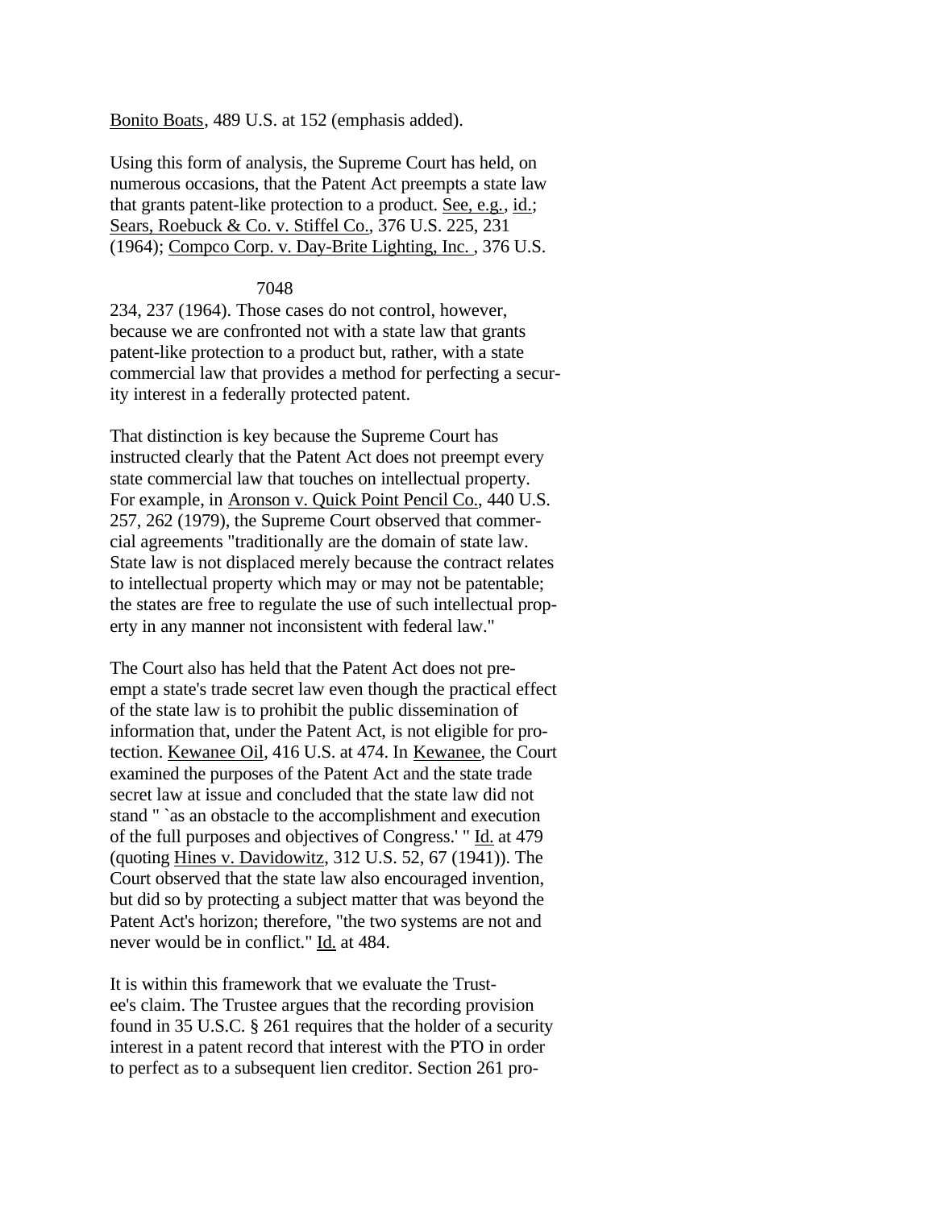Bonito Boats, 489 U.S. at 152 (emphasis added).

Using this form of analysis, the Supreme Court has held, on numerous occasions, that the Patent Act preempts a state law that grants patent-like protection to a product. See, e.g., id.; Sears, Roebuck & Co. v. Stiffel Co., 376 U.S. 225, 231 (1964); Compco Corp. v. Day-Brite Lighting, Inc. , 376 U.S. 234, 237 (1964). Those cases do not control, however, because we are confronted not with a state law that grants patent-like protection to a product but, rather, with a state commercial law that provides a method for perfecting a security interest in a federally protected patent.

That distinction is key because the Supreme Court has instructed clearly that the Patent Act does not preempt every state commercial law that touches on intellectual property. For example, in Aronson v. Quick Point Pencil Co., 440 U.S. 257, 262 (1979), the Supreme Court observed that commercial agreements "traditionally are the domain of state law. State law is not displaced merely because the contract relates to intellectual property which may or may not be patentable; the states are free to regulate the use of such intellectual property in any manner not inconsistent with federal law."

The Court also has held that the Patent Act does not preempt a state's trade secret law even though the practical effect of the state law is to prohibit the public dissemination of information that, under the Patent Act, is not eligible for protection. Kewanee Oil, 416 U.S. at 474. In Kewanee, the Court examined the purposes of the Patent Act and the state trade secret law at issue and concluded that the state law did not stand " `as an obstacle to the accomplishment and execution of the full purposes and objectives of Congress.' " Id. at 479 (quoting Hines v. Davidowitz, 312 U.S. 52, 67 (1941)). The Court observed that the state law also encouraged invention, but did so by protecting a subject matter that was beyond the Patent Act's horizon; therefore, "the two systems are not and never would be in conflict." Id. at 484.

It is within this framework that we evaluate the Trustee's claim. The Trustee argues that the recording provision found in 35 U.S.C. § 261 requires that the holder of a security interest in a patent record that interest with the PTO in order to perfect as to a subsequent lien creditor. Section 261 pro-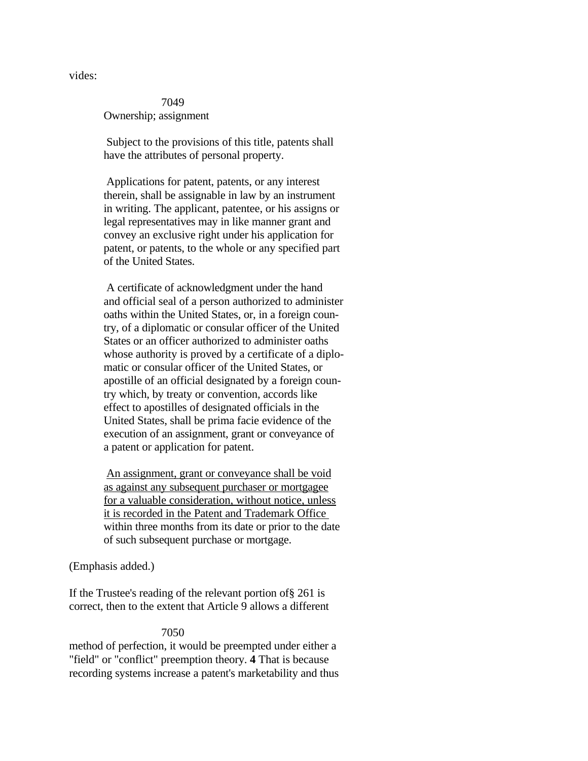vides:

> 7049
>
> Ownership; assignment
>
> Subject to the provisions of this title, patents shall have the attributes of personal property.
>
> Applications for patent, patents, or any interest therein, shall be assignable in law by an instrument in writing. The applicant, patentee, or his assigns or legal representatives may in like manner grant and convey an exclusive right under his application for patent, or patents, to the whole or any specified part of the United States.
>
> A certificate of acknowledgment under the hand and official seal of a person authorized to administer oaths within the United States, or, in a foreign country, of a diplomatic or consular officer of the United States or an officer authorized to administer oaths whose authority is proved by a certificate of a diplomatic or consular officer of the United States, or apostille of an official designated by a foreign country which, by treaty or convention, accords like effect to apostilles of designated officials in the United States, shall be prima facie evidence of the execution of an assignment, grant or conveyance of a patent or application for patent.
>
> <u>An assignment, grant or conveyance shall be void as against any subsequent purchaser or mortgagee for a valuable consideration, without notice, unless it is recorded in the Patent and Trademark Office</u> within three months from its date or prior to the date of such subsequent purchase or mortgage.

(Emphasis added.)

If the Trustee's reading of the relevant portion of§ 261 is correct, then to the extent that Article 9 allows a different

7050

method of perfection, it would be preempted under either a "field" or "conflict" preemption theory. **4** That is because recording systems increase a patent's marketability and thus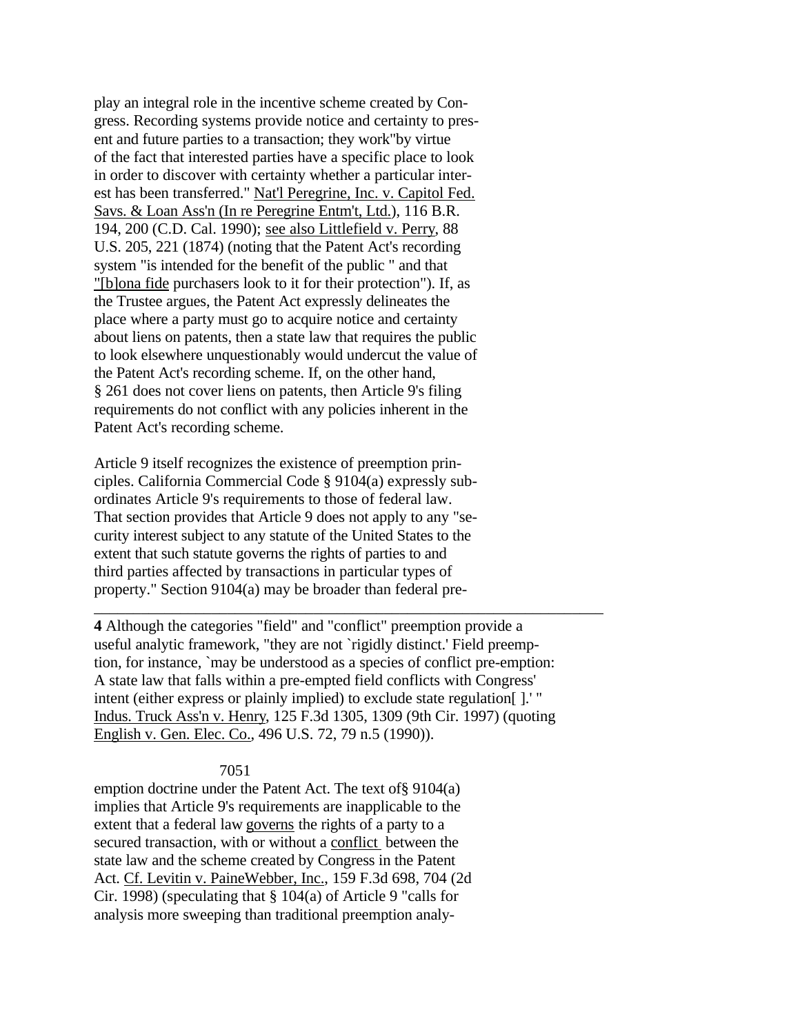play an integral role in the incentive scheme created by Congress. Recording systems provide notice and certainty to present and future parties to a transaction; they work"by virtue of the fact that interested parties have a specific place to look in order to discover with certainty whether a particular interest has been transferred." Nat'l Peregrine, Inc. v. Capitol Fed. Savs. & Loan Ass'n (In re Peregrine Entm't, Ltd.), 116 B.R. 194, 200 (C.D. Cal. 1990); see also Littlefield v. Perry, 88 U.S. 205, 221 (1874) (noting that the Patent Act's recording system "is intended for the benefit of the public " and that "[b]ona fide purchasers look to it for their protection"). If, as the Trustee argues, the Patent Act expressly delineates the place where a party must go to acquire notice and certainty about liens on patents, then a state law that requires the public to look elsewhere unquestionably would undercut the value of the Patent Act's recording scheme. If, on the other hand, § 261 does not cover liens on patents, then Article 9's filing requirements do not conflict with any policies inherent in the Patent Act's recording scheme.

Article 9 itself recognizes the existence of preemption principles. California Commercial Code § 9104(a) expressly subordinates Article 9's requirements to those of federal law. That section provides that Article 9 does not apply to any "security interest subject to any statute of the United States to the extent that such statute governs the rights of parties to and third parties affected by transactions in particular types of property." Section 9104(a) may be broader than federal preemption doctrine under the Patent Act. The text of§ 9104(a) implies that Article 9's requirements are inapplicable to the extent that a federal law governs the rights of a party to a secured transaction, with or without a conflict between the state law and the scheme created by Congress in the Patent Act. Cf. Levitin v. PaineWebber, Inc., 159 F.3d 698, 704 (2d Cir. 1998) (speculating that § 104(a) of Article 9 "calls for analysis more sweeping than traditional preemption analy-

---

**4** Although the categories "field" and "conflict" preemption provide a useful analytic framework, "they are not `rigidly distinct.' Field preemption, for instance, `may be understood as a species of conflict pre-emption: A state law that falls within a pre-empted field conflicts with Congress' intent (either express or plainly implied) to exclude state regulation[ ].' " Indus. Truck Ass'n v. Henry, 125 F.3d 1305, 1309 (9th Cir. 1997) (quoting English v. Gen. Elec. Co., 496 U.S. 72, 79 n.5 (1990)).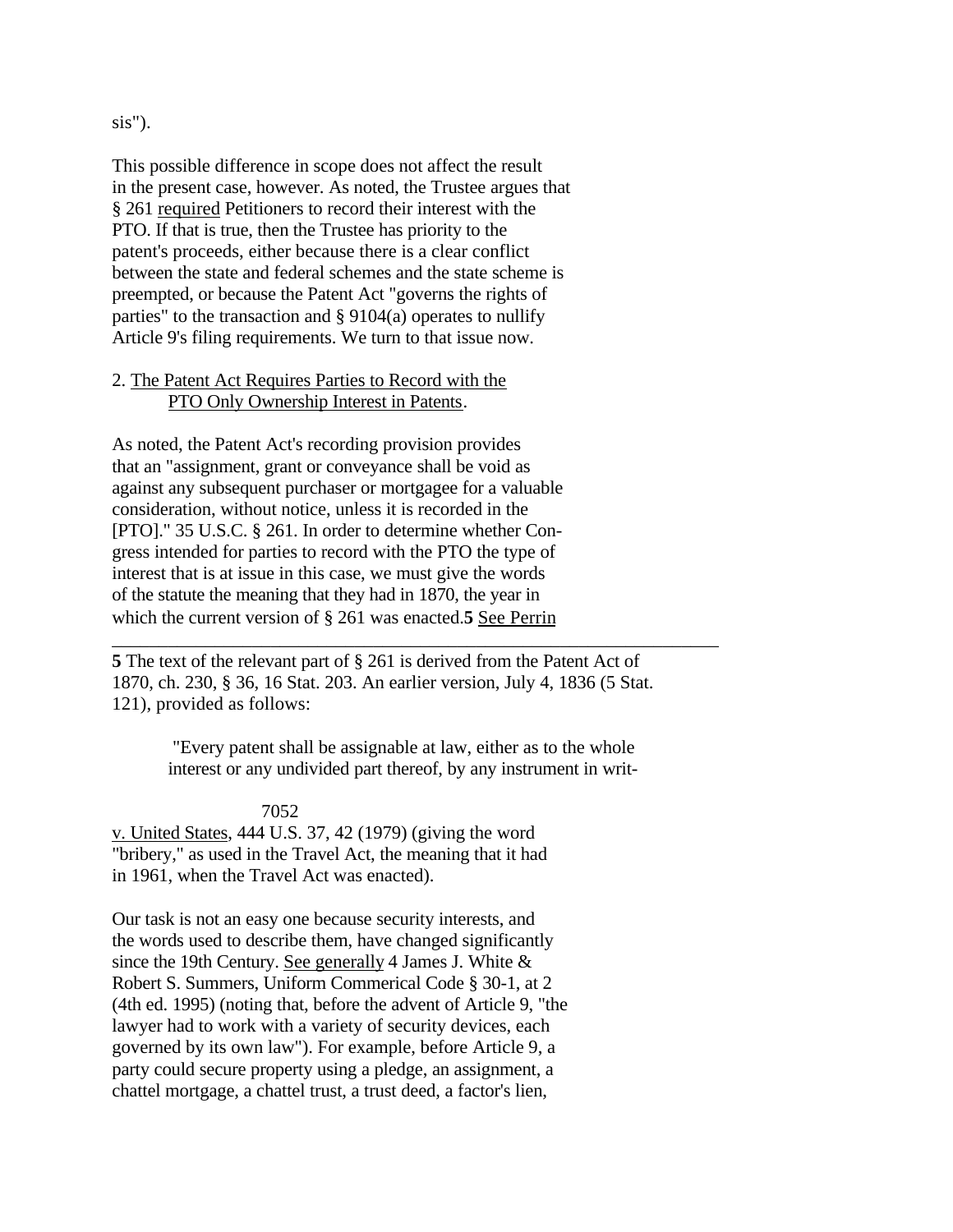sis").

This possible difference in scope does not affect the result in the present case, however. As noted, the Trustee argues that § 261 required Petitioners to record their interest with the PTO. If that is true, then the Trustee has priority to the patent's proceeds, either because there is a clear conflict between the state and federal schemes and the state scheme is preempted, or because the Patent Act "governs the rights of parties" to the transaction and § 9104(a) operates to nullify Article 9's filing requirements. We turn to that issue now.

2. The Patent Act Requires Parties to Record with the PTO Only Ownership Interest in Patents.

As noted, the Patent Act's recording provision provides that an "assignment, grant or conveyance shall be void as against any subsequent purchaser or mortgagee for a valuable consideration, without notice, unless it is recorded in the [PTO]." 35 U.S.C. § 261. In order to determine whether Congress intended for parties to record with the PTO the type of interest that is at issue in this case, we must give the words of the statute the meaning that they had in 1870, the year in which the current version of § 261 was enacted.**5** See Perrin v. United States, 444 U.S. 37, 42 (1979) (giving the word "bribery," as used in the Travel Act, the meaning that it had in 1961, when the Travel Act was enacted).

Our task is not an easy one because security interests, and the words used to describe them, have changed significantly since the 19th Century. See generally 4 James J. White & Robert S. Summers, Uniform Commerical Code § 30-1, at 2 (4th ed. 1995) (noting that, before the advent of Article 9, "the lawyer had to work with a variety of security devices, each governed by its own law"). For example, before Article 9, a party could secure property using a pledge, an assignment, a chattel mortgage, a chattel trust, a trust deed, a factor's lien,

---

**5** The text of the relevant part of § 261 is derived from the Patent Act of 1870, ch. 230, § 36, 16 Stat. 203. An earlier version, July 4, 1836 (5 Stat. 121), provided as follows:

> "Every patent shall be assignable at law, either as to the whole interest or any undivided part thereof, by any instrument in writ-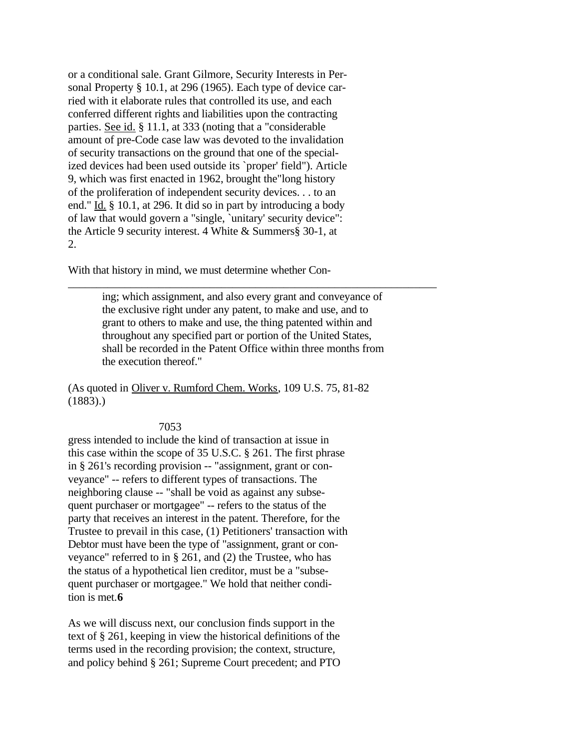or a conditional sale. Grant Gilmore, Security Interests in Personal Property § 10.1, at 296 (1965). Each type of device carried with it elaborate rules that controlled its use, and each conferred different rights and liabilities upon the contracting parties. See id. § 11.1, at 333 (noting that a "considerable amount of pre-Code case law was devoted to the invalidation of security transactions on the ground that one of the specialized devices had been used outside its `proper' field"). Article 9, which was first enacted in 1962, brought the"long history of the proliferation of independent security devices. . . to an end." Id. § 10.1, at 296. It did so in part by introducing a body of law that would govern a "single, `unitary' security device": the Article 9 security interest. 4 White & Summers§ 30-1, at 2.

With that history in mind, we must determine whether Congress intended to include the kind of transaction at issue in this case within the scope of 35 U.S.C. § 261. The first phrase in § 261's recording provision -- "assignment, grant or conveyance" -- refers to different types of transactions. The neighboring clause -- "shall be void as against any subsequent purchaser or mortgagee" -- refers to the status of the party that receives an interest in the patent. Therefore, for the Trustee to prevail in this case, (1) Petitioners' transaction with Debtor must have been the type of "assignment, grant or conveyance" referred to in § 261, and (2) the Trustee, who has the status of a hypothetical lien creditor, must be a "subsequent purchaser or mortgagee." We hold that neither condition is met.**6**

As we will discuss next, our conclusion finds support in the text of § 261, keeping in view the historical definitions of the terms used in the recording provision; the context, structure, and policy behind § 261; Supreme Court precedent; and PTO

---

> ing; which assignment, and also every grant and conveyance of the exclusive right under any patent, to make and use, and to grant to others to make and use, the thing patented within and throughout any specified part or portion of the United States, shall be recorded in the Patent Office within three months from the execution thereof."

(As quoted in Oliver v. Rumford Chem. Works, 109 U.S. 75, 81-82 (1883).)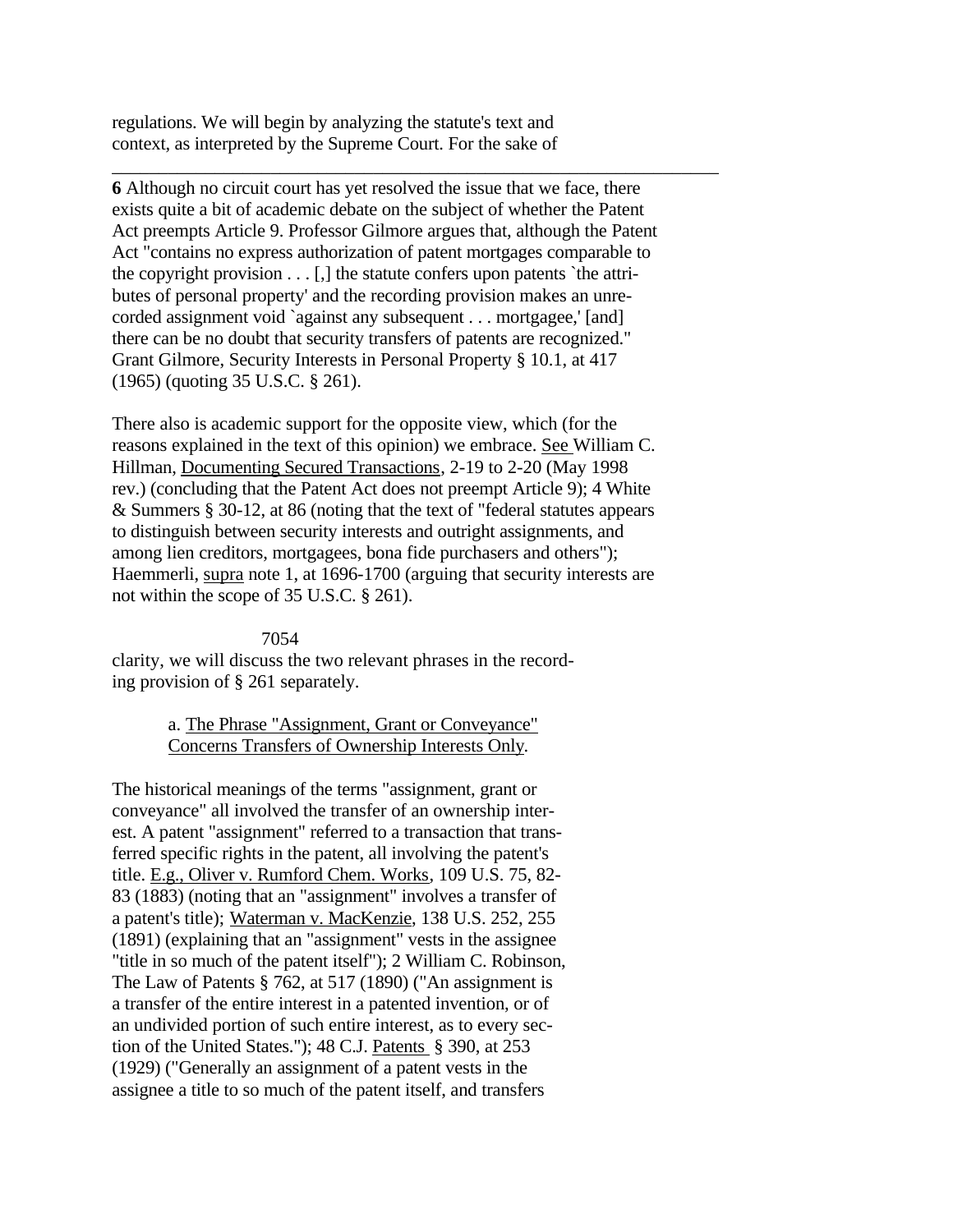regulations. We will begin by analyzing the statute's text and context, as interpreted by the Supreme Court. For the sake of clarity, we will discuss the two relevant phrases in the recording provision of § 261 separately.

a. The Phrase "Assignment, Grant or Conveyance" Concerns Transfers of Ownership Interests Only.

The historical meanings of the terms "assignment, grant or conveyance" all involved the transfer of an ownership interest. A patent "assignment" referred to a transaction that transferred specific rights in the patent, all involving the patent's title. E.g., Oliver v. Rumford Chem. Works, 109 U.S. 75, 82-83 (1883) (noting that an "assignment" involves a transfer of a patent's title); Waterman v. MacKenzie, 138 U.S. 252, 255 (1891) (explaining that an "assignment" vests in the assignee "title in so much of the patent itself"); 2 William C. Robinson, The Law of Patents § 762, at 517 (1890) ("An assignment is a transfer of the entire interest in a patented invention, or of an undivided portion of such entire interest, as to every section of the United States."); 48 C.J. Patents § 390, at 253 (1929) ("Generally an assignment of a patent vests in the assignee a title to so much of the patent itself, and transfers

---

**6** Although no circuit court has yet resolved the issue that we face, there exists quite a bit of academic debate on the subject of whether the Patent Act preempts Article 9. Professor Gilmore argues that, although the Patent Act "contains no express authorization of patent mortgages comparable to the copyright provision . . . [,] the statute confers upon patents `the attributes of personal property' and the recording provision makes an unrecorded assignment void `against any subsequent . . . mortgagee,' [and] there can be no doubt that security transfers of patents are recognized." Grant Gilmore, Security Interests in Personal Property § 10.1, at 417 (1965) (quoting 35 U.S.C. § 261).

There also is academic support for the opposite view, which (for the reasons explained in the text of this opinion) we embrace. See William C. Hillman, Documenting Secured Transactions, 2-19 to 2-20 (May 1998 rev.) (concluding that the Patent Act does not preempt Article 9); 4 White & Summers § 30-12, at 86 (noting that the text of "federal statutes appears to distinguish between security interests and outright assignments, and among lien creditors, mortgagees, bona fide purchasers and others"); Haemmerli, supra note 1, at 1696-1700 (arguing that security interests are not within the scope of 35 U.S.C. § 261).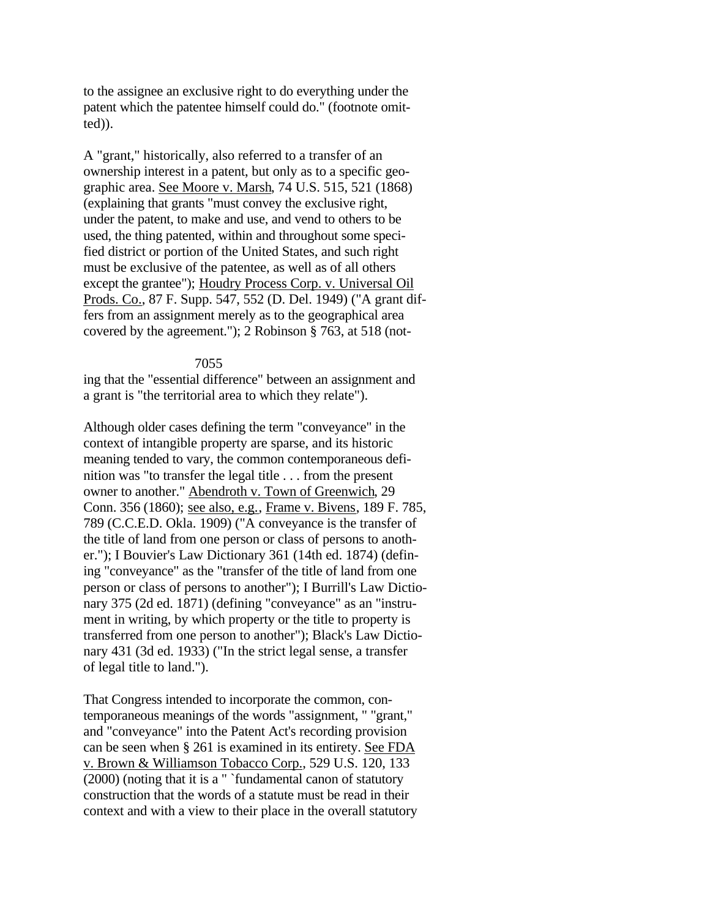to the assignee an exclusive right to do everything under the patent which the patentee himself could do." (footnote omitted)).

A "grant," historically, also referred to a transfer of an ownership interest in a patent, but only as to a specific geographic area. See Moore v. Marsh, 74 U.S. 515, 521 (1868) (explaining that grants "must convey the exclusive right, under the patent, to make and use, and vend to others to be used, the thing patented, within and throughout some specified district or portion of the United States, and such right must be exclusive of the patentee, as well as of all others except the grantee"); Houdry Process Corp. v. Universal Oil Prods. Co., 87 F. Supp. 547, 552 (D. Del. 1949) ("A grant differs from an assignment merely as to the geographical area covered by the agreement."); 2 Robinson § 763, at 518 (noting that the "essential difference" between an assignment and a grant is "the territorial area to which they relate").

Although older cases defining the term "conveyance" in the context of intangible property are sparse, and its historic meaning tended to vary, the common contemporaneous definition was "to transfer the legal title . . . from the present owner to another." Abendroth v. Town of Greenwich, 29 Conn. 356 (1860); see also, e.g., Frame v. Bivens, 189 F. 785, 789 (C.C.E.D. Okla. 1909) ("A conveyance is the transfer of the title of land from one person or class of persons to another."); I Bouvier's Law Dictionary 361 (14th ed. 1874) (defining "conveyance" as the "transfer of the title of land from one person or class of persons to another"); I Burrill's Law Dictionary 375 (2d ed. 1871) (defining "conveyance" as an "instrument in writing, by which property or the title to property is transferred from one person to another"); Black's Law Dictionary 431 (3d ed. 1933) ("In the strict legal sense, a transfer of legal title to land.").

That Congress intended to incorporate the common, contemporaneous meanings of the words "assignment," "grant," and "conveyance" into the Patent Act's recording provision can be seen when § 261 is examined in its entirety. See FDA v. Brown & Williamson Tobacco Corp., 529 U.S. 120, 133 (2000) (noting that it is a " `fundamental canon of statutory construction that the words of a statute must be read in their context and with a view to their place in the overall statutory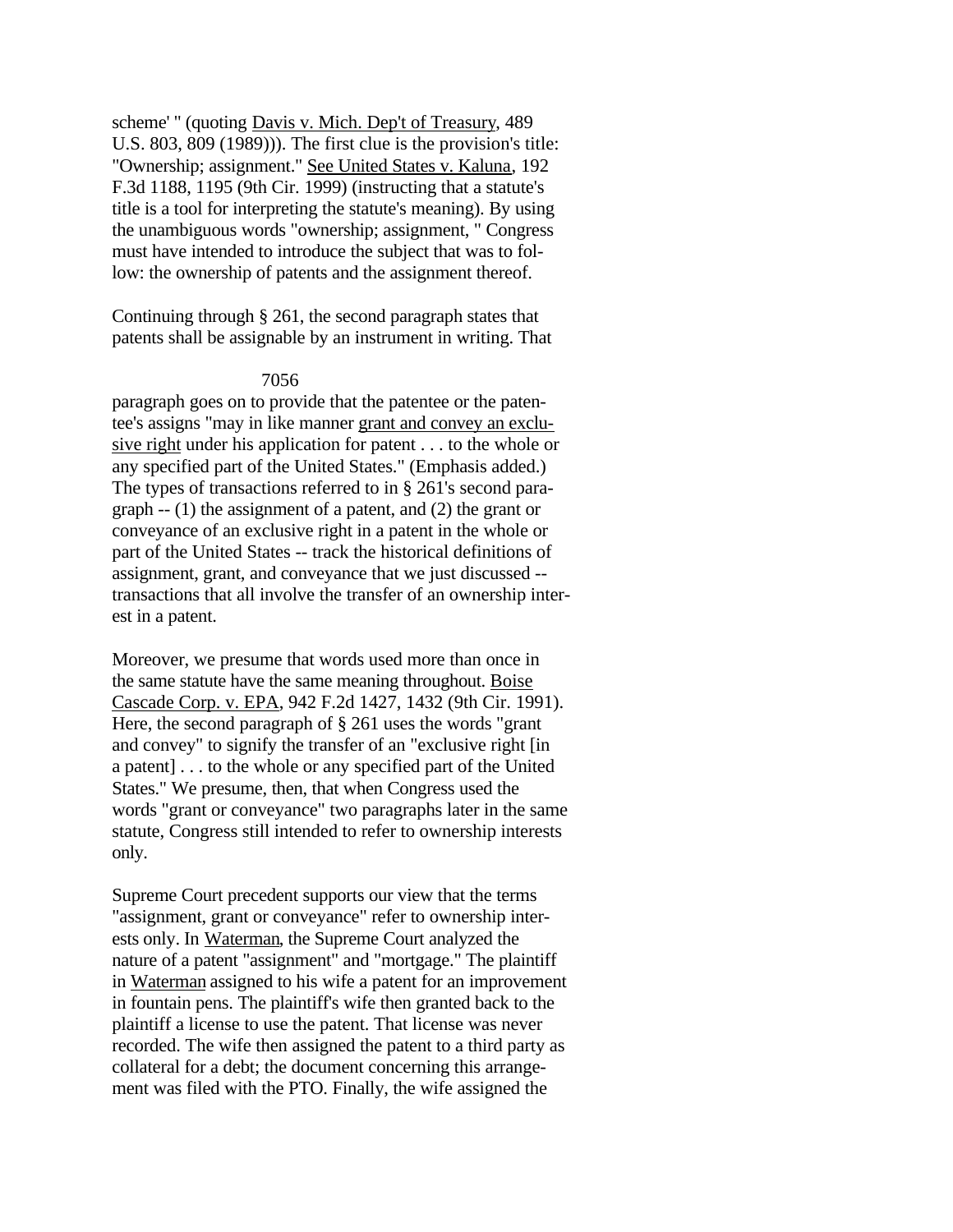scheme' " (quoting Davis v. Mich. Dep't of Treasury, 489 U.S. 803, 809 (1989))). The first clue is the provision's title: "Ownership; assignment." See United States v. Kaluna, 192 F.3d 1188, 1195 (9th Cir. 1999) (instructing that a statute's title is a tool for interpreting the statute's meaning). By using the unambiguous words "ownership; assignment, " Congress must have intended to introduce the subject that was to follow: the ownership of patents and the assignment thereof.

Continuing through § 261, the second paragraph states that patents shall be assignable by an instrument in writing. That paragraph goes on to provide that the patentee or the patentee's assigns "may in like manner grant and convey an exclusive right under his application for patent . . . to the whole or any specified part of the United States." (Emphasis added.) The types of transactions referred to in § 261's second paragraph -- (1) the assignment of a patent, and (2) the grant or conveyance of an exclusive right in a patent in the whole or part of the United States -- track the historical definitions of assignment, grant, and conveyance that we just discussed -- transactions that all involve the transfer of an ownership interest in a patent.

Moreover, we presume that words used more than once in the same statute have the same meaning throughout. Boise Cascade Corp. v. EPA, 942 F.2d 1427, 1432 (9th Cir. 1991). Here, the second paragraph of § 261 uses the words "grant and convey" to signify the transfer of an "exclusive right [in a patent] . . . to the whole or any specified part of the United States." We presume, then, that when Congress used the words "grant or conveyance" two paragraphs later in the same statute, Congress still intended to refer to ownership interests only.

Supreme Court precedent supports our view that the terms "assignment, grant or conveyance" refer to ownership interests only. In Waterman, the Supreme Court analyzed the nature of a patent "assignment" and "mortgage." The plaintiff in Waterman assigned to his wife a patent for an improvement in fountain pens. The plaintiff's wife then granted back to the plaintiff a license to use the patent. That license was never recorded. The wife then assigned the patent to a third party as collateral for a debt; the document concerning this arrangement was filed with the PTO. Finally, the wife assigned the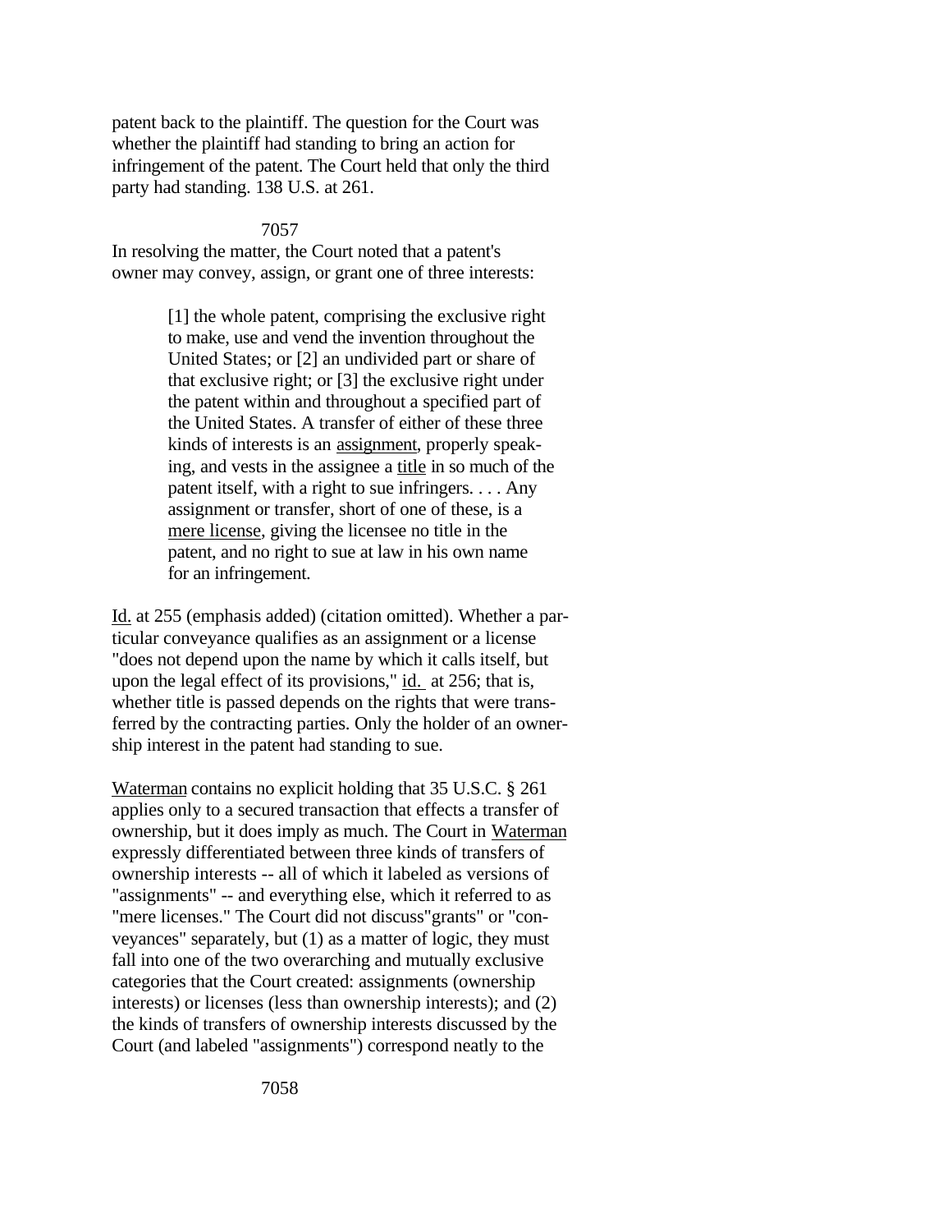patent back to the plaintiff. The question for the Court was whether the plaintiff had standing to bring an action for infringement of the patent. The Court held that only the third party had standing. 138 U.S. at 261.

In resolving the matter, the Court noted that a patent's owner may convey, assign, or grant one of three interests:

> [1] the whole patent, comprising the exclusive right to make, use and vend the invention throughout the United States; or [2] an undivided part or share of that exclusive right; or [3] the exclusive right under the patent within and throughout a specified part of the United States. A transfer of either of these three kinds of interests is an assignment, properly speaking, and vests in the assignee a title in so much of the patent itself, with a right to sue infringers. . . . Any assignment or transfer, short of one of these, is a mere license, giving the licensee no title in the patent, and no right to sue at law in his own name for an infringement.

Id. at 255 (emphasis added) (citation omitted). Whether a particular conveyance qualifies as an assignment or a license "does not depend upon the name by which it calls itself, but upon the legal effect of its provisions," id. at 256; that is, whether title is passed depends on the rights that were transferred by the contracting parties. Only the holder of an ownership interest in the patent had standing to sue.

Waterman contains no explicit holding that 35 U.S.C. § 261 applies only to a secured transaction that effects a transfer of ownership, but it does imply as much. The Court in Waterman expressly differentiated between three kinds of transfers of ownership interests -- all of which it labeled as versions of "assignments" -- and everything else, which it referred to as "mere licenses." The Court did not discuss "grants" or "conveyances" separately, but (1) as a matter of logic, they must fall into one of the two overarching and mutually exclusive categories that the Court created: assignments (ownership interests) or licenses (less than ownership interests); and (2) the kinds of transfers of ownership interests discussed by the Court (and labeled "assignments") correspond neatly to the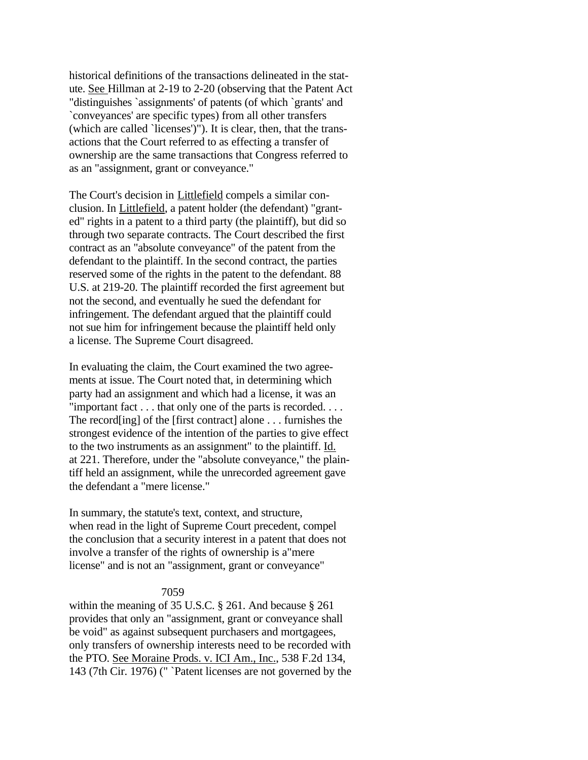historical definitions of the transactions delineated in the statute. See Hillman at 2-19 to 2-20 (observing that the Patent Act "distinguishes `assignments' of patents (of which `grants' and `conveyances' are specific types) from all other transfers (which are called `licenses')"). It is clear, then, that the transactions that the Court referred to as effecting a transfer of ownership are the same transactions that Congress referred to as an "assignment, grant or conveyance."

The Court's decision in Littlefield compels a similar conclusion. In Littlefield, a patent holder (the defendant) "granted" rights in a patent to a third party (the plaintiff), but did so through two separate contracts. The Court described the first contract as an "absolute conveyance" of the patent from the defendant to the plaintiff. In the second contract, the parties reserved some of the rights in the patent to the defendant. 88 U.S. at 219-20. The plaintiff recorded the first agreement but not the second, and eventually he sued the defendant for infringement. The defendant argued that the plaintiff could not sue him for infringement because the plaintiff held only a license. The Supreme Court disagreed.

In evaluating the claim, the Court examined the two agreements at issue. The Court noted that, in determining which party had an assignment and which had a license, it was an "important fact . . . that only one of the parts is recorded. . . . The record[ing] of the [first contract] alone . . . furnishes the strongest evidence of the intention of the parties to give effect to the two instruments as an assignment" to the plaintiff. Id. at 221. Therefore, under the "absolute conveyance," the plaintiff held an assignment, while the unrecorded agreement gave the defendant a "mere license."

In summary, the statute's text, context, and structure, when read in the light of Supreme Court precedent, compel the conclusion that a security interest in a patent that does not involve a transfer of the rights of ownership is a"mere license" and is not an "assignment, grant or conveyance" within the meaning of 35 U.S.C. § 261. And because § 261 provides that only an "assignment, grant or conveyance shall be void" as against subsequent purchasers and mortgagees, only transfers of ownership interests need to be recorded with the PTO. See Moraine Prods. v. ICI Am., Inc., 538 F.2d 134, 143 (7th Cir. 1976) (" `Patent licenses are not governed by the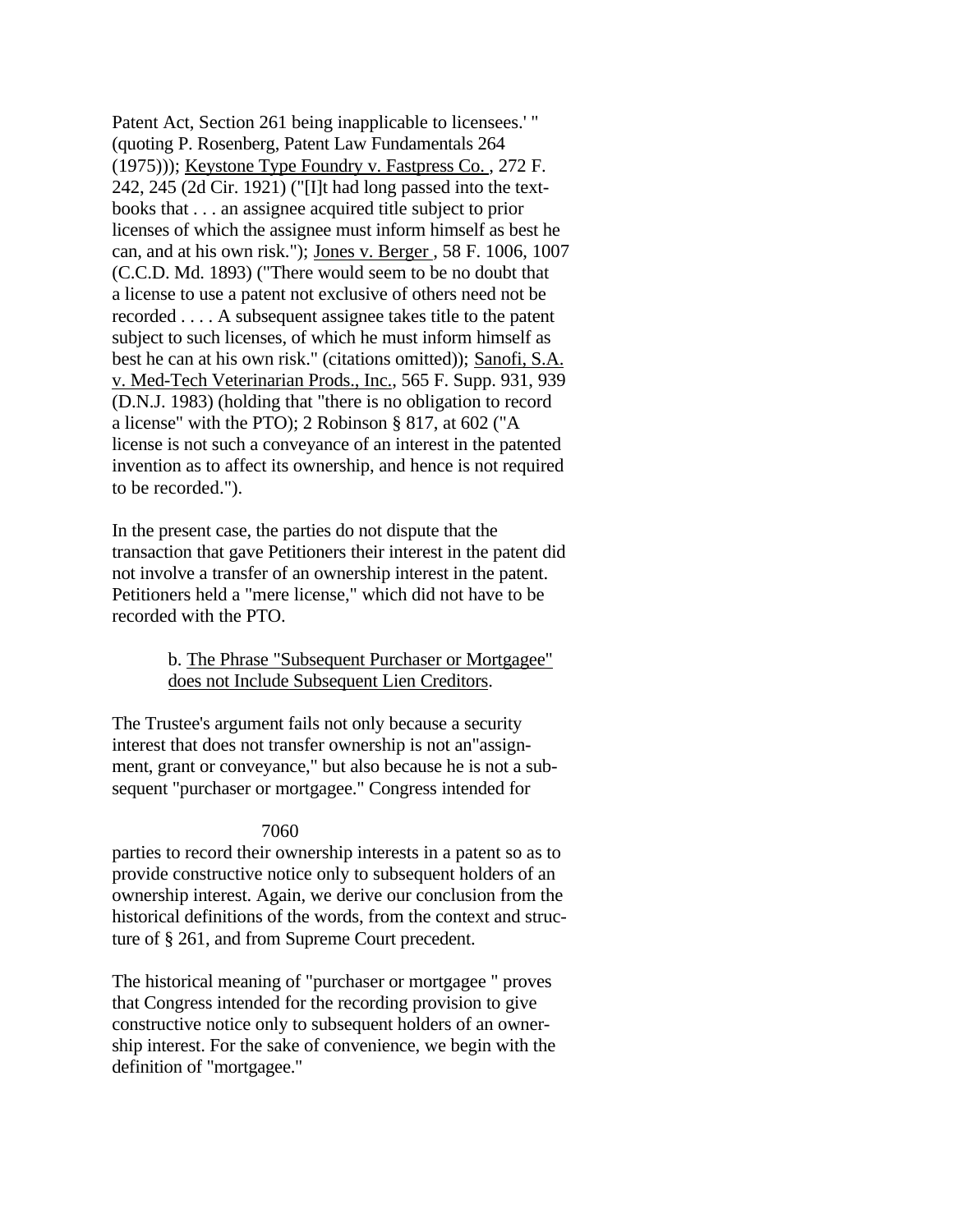Patent Act, Section 261 being inapplicable to licensees.' " (quoting P. Rosenberg, Patent Law Fundamentals 264 (1975))); Keystone Type Foundry v. Fastpress Co. , 272 F. 242, 245 (2d Cir. 1921) ("[I]t had long passed into the text-books that . . . an assignee acquired title subject to prior licenses of which the assignee must inform himself as best he can, and at his own risk."); Jones v. Berger , 58 F. 1006, 1007 (C.C.D. Md. 1893) ("There would seem to be no doubt that a license to use a patent not exclusive of others need not be recorded . . . . A subsequent assignee takes title to the patent subject to such licenses, of which he must inform himself as best he can at his own risk." (citations omitted)); Sanofi, S.A. v. Med-Tech Veterinarian Prods., Inc., 565 F. Supp. 931, 939 (D.N.J. 1983) (holding that "there is no obligation to record a license" with the PTO); 2 Robinson § 817, at 602 ("A license is not such a conveyance of an interest in the patented invention as to affect its ownership, and hence is not required to be recorded.").

In the present case, the parties do not dispute that the transaction that gave Petitioners their interest in the patent did not involve a transfer of an ownership interest in the patent. Petitioners held a "mere license," which did not have to be recorded with the PTO.

b. The Phrase "Subsequent Purchaser or Mortgagee" does not Include Subsequent Lien Creditors.

The Trustee's argument fails not only because a security interest that does not transfer ownership is not an"assignment, grant or conveyance," but also because he is not a subsequent "purchaser or mortgagee." Congress intended for parties to record their ownership interests in a patent so as to provide constructive notice only to subsequent holders of an ownership interest. Again, we derive our conclusion from the historical definitions of the words, from the context and structure of § 261, and from Supreme Court precedent.

The historical meaning of "purchaser or mortgagee " proves that Congress intended for the recording provision to give constructive notice only to subsequent holders of an ownership interest. For the sake of convenience, we begin with the definition of "mortgagee."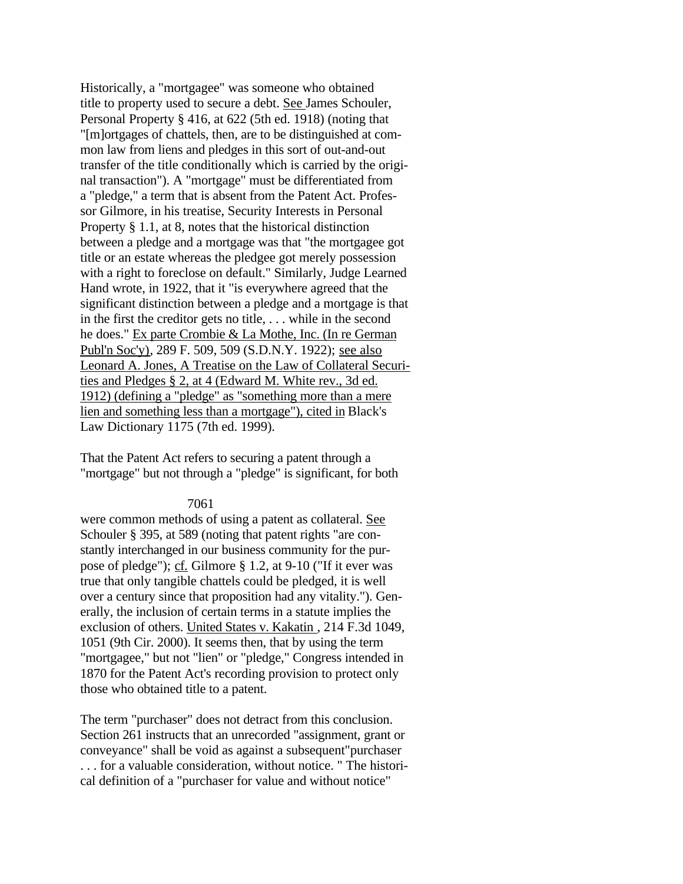Historically, a "mortgagee" was someone who obtained title to property used to secure a debt. See James Schouler, Personal Property § 416, at 622 (5th ed. 1918) (noting that "[m]ortgages of chattels, then, are to be distinguished at common law from liens and pledges in this sort of out-and-out transfer of the title conditionally which is carried by the original transaction"). A "mortgage" must be differentiated from a "pledge," a term that is absent from the Patent Act. Professor Gilmore, in his treatise, Security Interests in Personal Property § 1.1, at 8, notes that the historical distinction between a pledge and a mortgage was that "the mortgagee got title or an estate whereas the pledgee got merely possession with a right to foreclose on default." Similarly, Judge Learned Hand wrote, in 1922, that it "is everywhere agreed that the significant distinction between a pledge and a mortgage is that in the first the creditor gets no title, . . . while in the second he does." Ex parte Crombie & La Mothe, Inc. (In re German Publ'n Soc'y), 289 F. 509, 509 (S.D.N.Y. 1922); see also Leonard A. Jones, A Treatise on the Law of Collateral Securities and Pledges § 2, at 4 (Edward M. White rev., 3d ed. 1912) (defining a "pledge" as "something more than a mere lien and something less than a mortgage"), cited in Black's Law Dictionary 1175 (7th ed. 1999).

That the Patent Act refers to securing a patent through a "mortgage" but not through a "pledge" is significant, for both were common methods of using a patent as collateral. See Schouler § 395, at 589 (noting that patent rights "are constantly interchanged in our business community for the purpose of pledge"); cf. Gilmore § 1.2, at 9-10 ("If it ever was true that only tangible chattels could be pledged, it is well over a century since that proposition had any vitality."). Generally, the inclusion of certain terms in a statute implies the exclusion of others. United States v. Kakatin , 214 F.3d 1049, 1051 (9th Cir. 2000). It seems then, that by using the term "mortgagee," but not "lien" or "pledge," Congress intended in 1870 for the Patent Act's recording provision to protect only those who obtained title to a patent.

The term "purchaser" does not detract from this conclusion. Section 261 instructs that an unrecorded "assignment, grant or conveyance" shall be void as against a subsequent"purchaser . . . for a valuable consideration, without notice. " The historical definition of a "purchaser for value and without notice"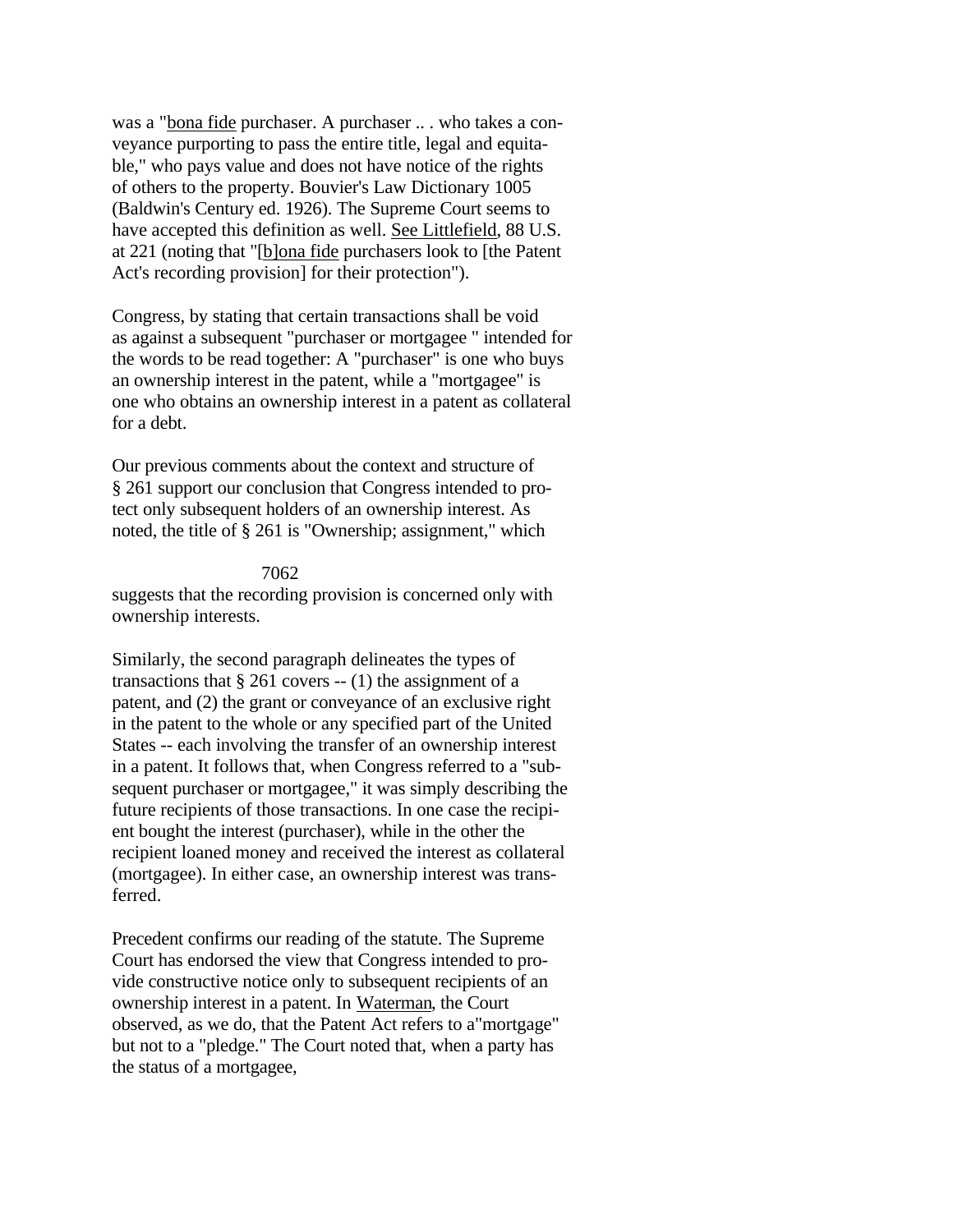was a "bona fide purchaser. A purchaser .. . who takes a conveyance purporting to pass the entire title, legal and equitable," who pays value and does not have notice of the rights of others to the property. Bouvier's Law Dictionary 1005 (Baldwin's Century ed. 1926). The Supreme Court seems to have accepted this definition as well. See Littlefield, 88 U.S. at 221 (noting that "[b]ona fide purchasers look to [the Patent Act's recording provision] for their protection").

Congress, by stating that certain transactions shall be void as against a subsequent "purchaser or mortgagee " intended for the words to be read together: A "purchaser" is one who buys an ownership interest in the patent, while a "mortgagee" is one who obtains an ownership interest in a patent as collateral for a debt.

Our previous comments about the context and structure of § 261 support our conclusion that Congress intended to protect only subsequent holders of an ownership interest. As noted, the title of § 261 is "Ownership; assignment," which suggests that the recording provision is concerned only with ownership interests.

Similarly, the second paragraph delineates the types of transactions that § 261 covers -- (1) the assignment of a patent, and (2) the grant or conveyance of an exclusive right in the patent to the whole or any specified part of the United States -- each involving the transfer of an ownership interest in a patent. It follows that, when Congress referred to a "subsequent purchaser or mortgagee," it was simply describing the future recipients of those transactions. In one case the recipient bought the interest (purchaser), while in the other the recipient loaned money and received the interest as collateral (mortgagee). In either case, an ownership interest was transferred.

Precedent confirms our reading of the statute. The Supreme Court has endorsed the view that Congress intended to provide constructive notice only to subsequent recipients of an ownership interest in a patent. In Waterman, the Court observed, as we do, that the Patent Act refers to a"mortgage" but not to a "pledge." The Court noted that, when a party has the status of a mortgagee,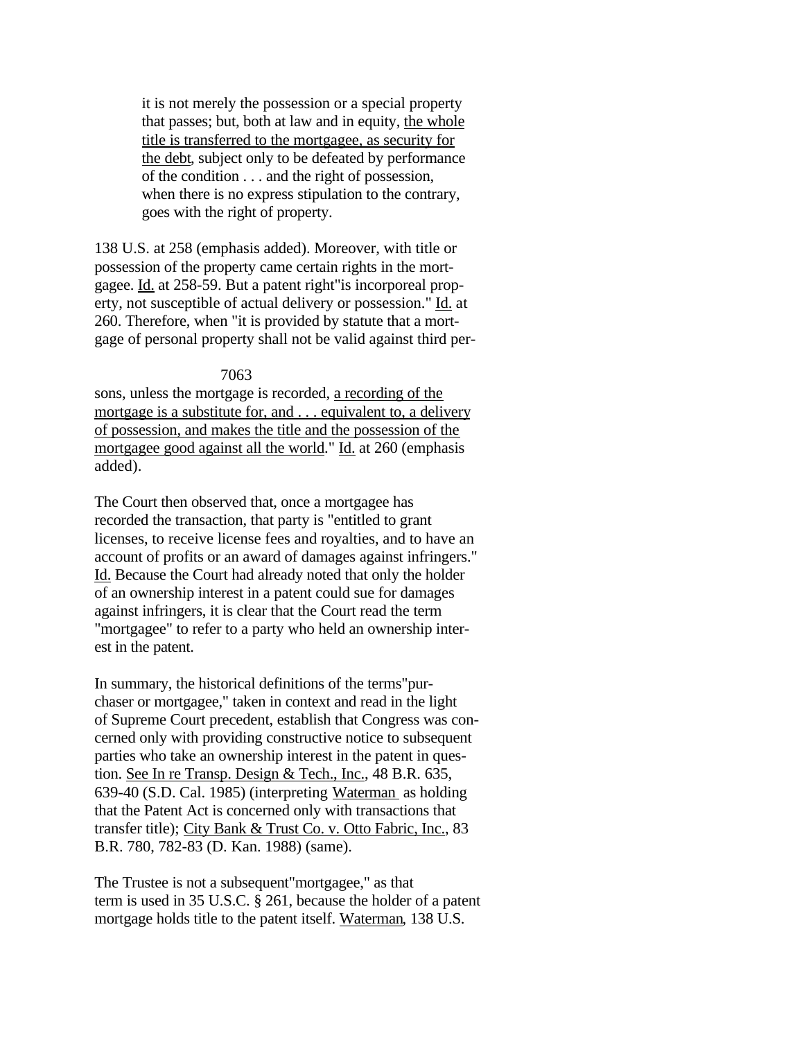> it is not merely the possession or a special property that passes; but, both at law and in equity, the whole title is transferred to the mortgagee, as security for the debt, subject only to be defeated by performance of the condition . . . and the right of possession, when there is no express stipulation to the contrary, goes with the right of property.

138 U.S. at 258 (emphasis added). Moreover, with title or possession of the property came certain rights in the mortgagee. Id. at 258-59. But a patent right "is incorporeal property, not susceptible of actual delivery or possession." Id. at 260. Therefore, when "it is provided by statute that a mortgage of personal property shall not be valid against third persons, unless the mortgage is recorded, a recording of the mortgage is a substitute for, and . . . equivalent to, a delivery of possession, and makes the title and the possession of the mortgagee good against all the world." Id. at 260 (emphasis added).

The Court then observed that, once a mortgagee has recorded the transaction, that party is "entitled to grant licenses, to receive license fees and royalties, and to have an account of profits or an award of damages against infringers." Id. Because the Court had already noted that only the holder of an ownership interest in a patent could sue for damages against infringers, it is clear that the Court read the term "mortgagee" to refer to a party who held an ownership interest in the patent.

In summary, the historical definitions of the terms "purchaser or mortgagee," taken in context and read in the light of Supreme Court precedent, establish that Congress was concerned only with providing constructive notice to subsequent parties who take an ownership interest in the patent in question. See In re Transp. Design & Tech., Inc., 48 B.R. 635, 639-40 (S.D. Cal. 1985) (interpreting Waterman as holding that the Patent Act is concerned only with transactions that transfer title); City Bank & Trust Co. v. Otto Fabric, Inc., 83 B.R. 780, 782-83 (D. Kan. 1988) (same).

The Trustee is not a subsequent "mortgagee," as that term is used in 35 U.S.C. § 261, because the holder of a patent mortgage holds title to the patent itself. Waterman, 138 U.S.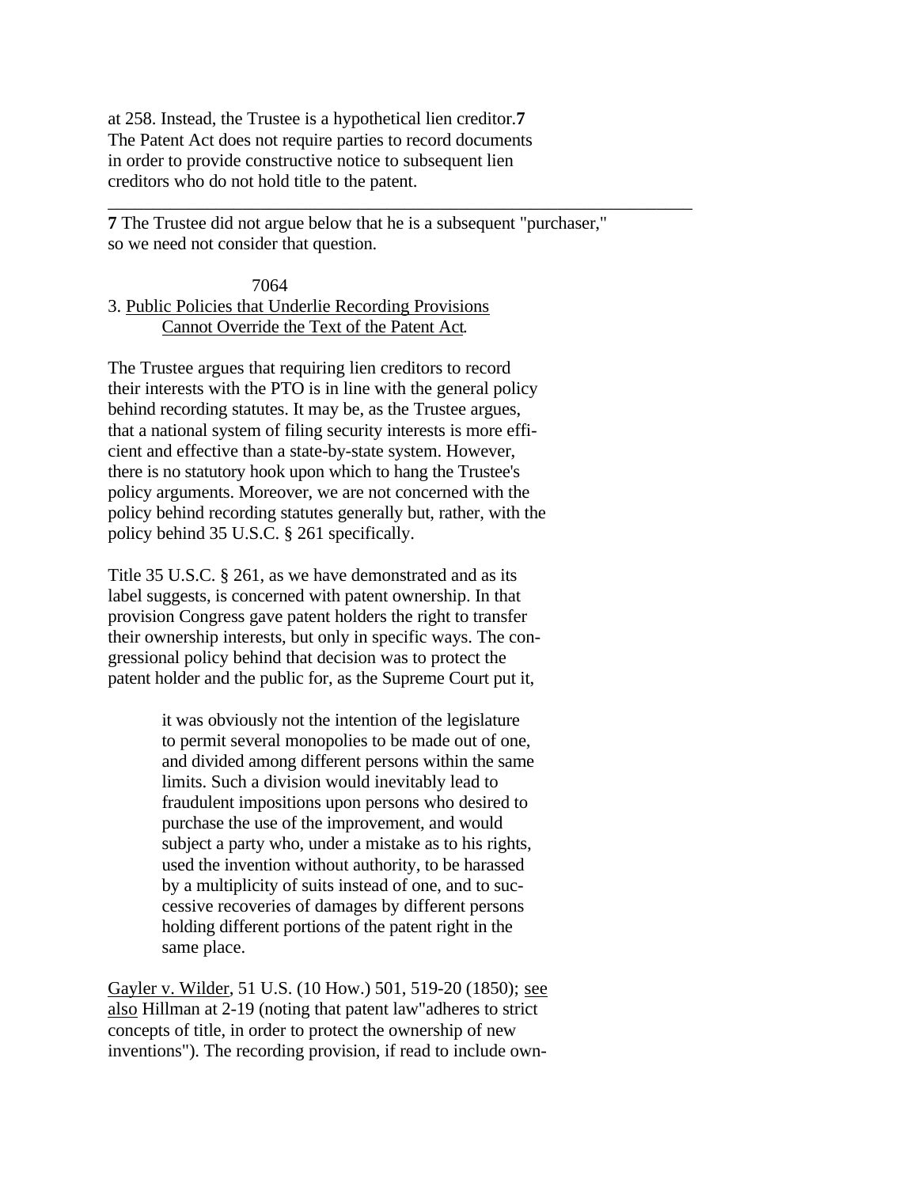at 258. Instead, the Trustee is a hypothetical lien creditor.[7] The Patent Act does not require parties to record documents in order to provide constructive notice to subsequent lien creditors who do not hold title to the patent.

---

**7** The Trustee did not argue below that he is a subsequent "purchaser," so we need not consider that question.

3. <u>Public Policies that Underlie Recording Provisions Cannot Override the Text of the Patent Act</u>.

The Trustee argues that requiring lien creditors to record their interests with the PTO is in line with the general policy behind recording statutes. It may be, as the Trustee argues, that a national system of filing security interests is more efficient and effective than a state-by-state system. However, there is no statutory hook upon which to hang the Trustee's policy arguments. Moreover, we are not concerned with the policy behind recording statutes generally but, rather, with the policy behind 35 U.S.C. § 261 specifically.

Title 35 U.S.C. § 261, as we have demonstrated and as its label suggests, is concerned with patent ownership. In that provision Congress gave patent holders the right to transfer their ownership interests, but only in specific ways. The congressional policy behind that decision was to protect the patent holder and the public for, as the Supreme Court put it,

> it was obviously not the intention of the legislature to permit several monopolies to be made out of one, and divided among different persons within the same limits. Such a division would inevitably lead to fraudulent impositions upon persons who desired to purchase the use of the improvement, and would subject a party who, under a mistake as to his rights, used the invention without authority, to be harassed by a multiplicity of suits instead of one, and to successive recoveries of damages by different persons holding different portions of the patent right in the same place.

<u>Gayler v. Wilder</u>, 51 U.S. (10 How.) 501, 519-20 (1850); <u>see also</u> Hillman at 2-19 (noting that patent law"adheres to strict concepts of title, in order to protect the ownership of new inventions"). The recording provision, if read to include own-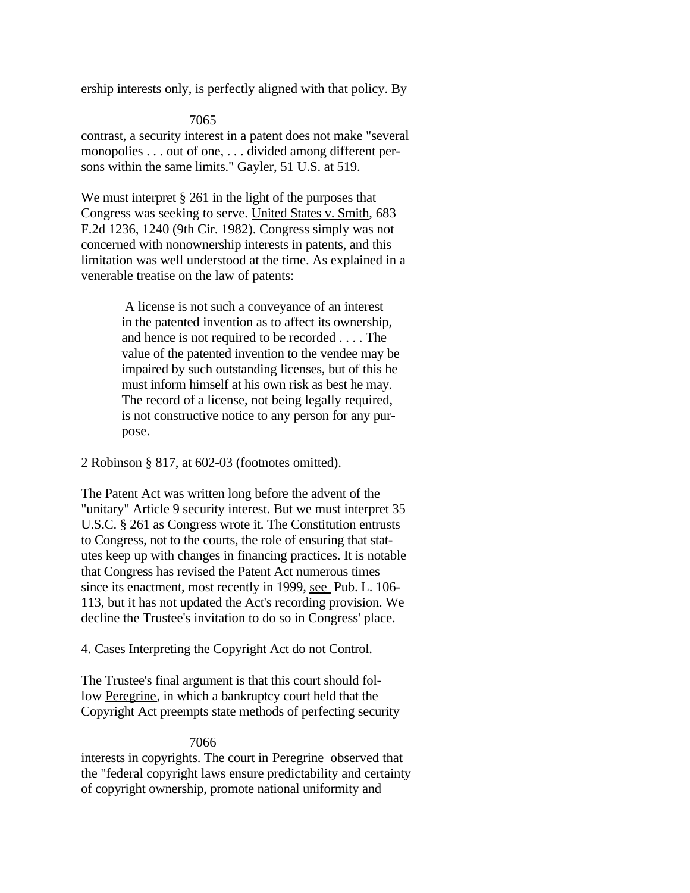ership interests only, is perfectly aligned with that policy. By contrast, a security interest in a patent does not make "several monopolies . . . out of one, . . . divided among different persons within the same limits." Gayler, 51 U.S. at 519.

We must interpret § 261 in the light of the purposes that Congress was seeking to serve. United States v. Smith, 683 F.2d 1236, 1240 (9th Cir. 1982). Congress simply was not concerned with nonownership interests in patents, and this limitation was well understood at the time. As explained in a venerable treatise on the law of patents:

> A license is not such a conveyance of an interest in the patented invention as to affect its ownership, and hence is not required to be recorded . . . . The value of the patented invention to the vendee may be impaired by such outstanding licenses, but of this he must inform himself at his own risk as best he may. The record of a license, not being legally required, is not constructive notice to any person for any purpose.

2 Robinson § 817, at 602-03 (footnotes omitted).

The Patent Act was written long before the advent of the "unitary" Article 9 security interest. But we must interpret 35 U.S.C. § 261 as Congress wrote it. The Constitution entrusts to Congress, not to the courts, the role of ensuring that statutes keep up with changes in financing practices. It is notable that Congress has revised the Patent Act numerous times since its enactment, most recently in 1999, see Pub. L. 106-113, but it has not updated the Act's recording provision. We decline the Trustee's invitation to do so in Congress' place.

4. Cases Interpreting the Copyright Act do not Control.

The Trustee's final argument is that this court should follow Peregrine, in which a bankruptcy court held that the Copyright Act preempts state methods of perfecting security interests in copyrights. The court in Peregrine observed that the "federal copyright laws ensure predictability and certainty of copyright ownership, promote national uniformity and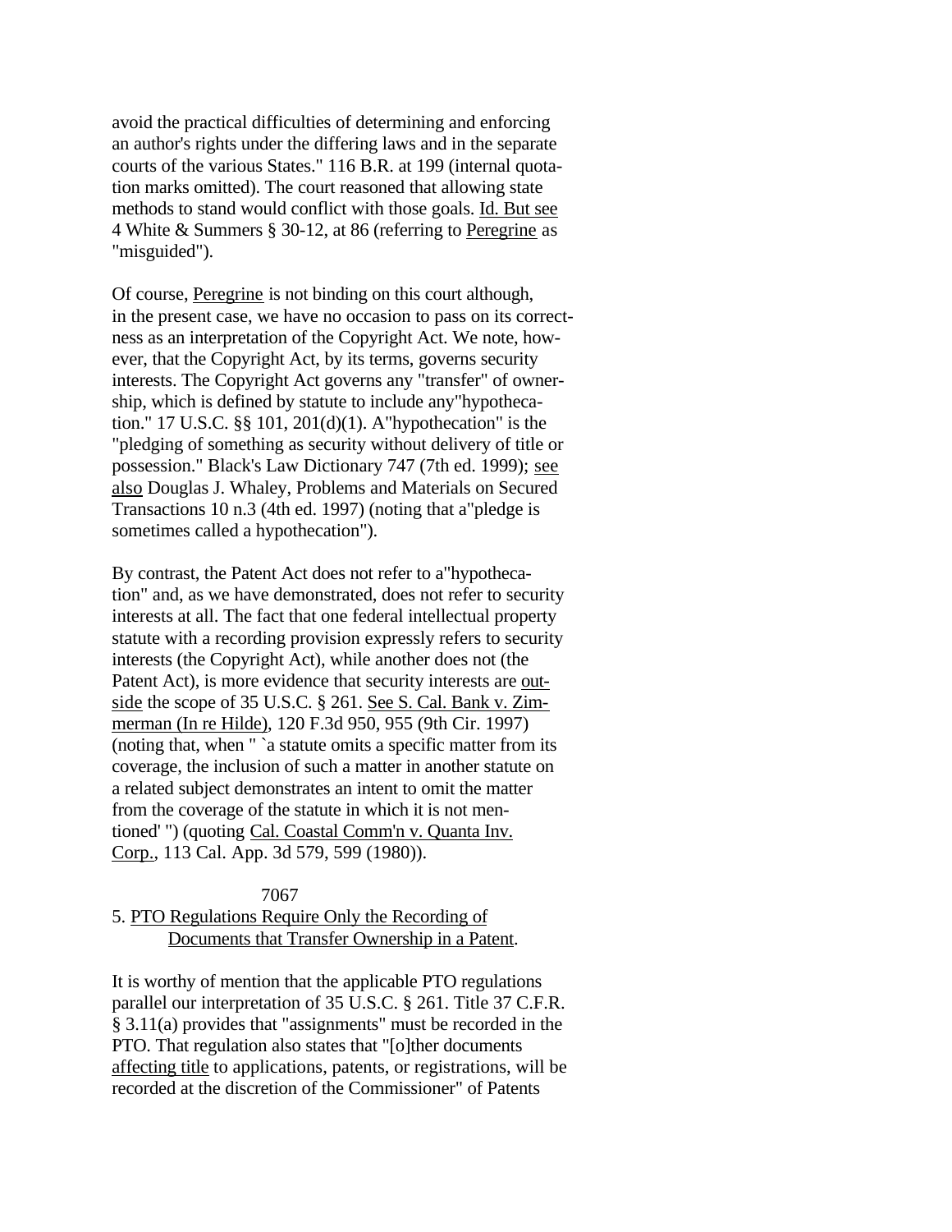avoid the practical difficulties of determining and enforcing an author's rights under the differing laws and in the separate courts of the various States." 116 B.R. at 199 (internal quotation marks omitted). The court reasoned that allowing state methods to stand would conflict with those goals. Id. But see 4 White & Summers § 30-12, at 86 (referring to Peregrine as "misguided").

Of course, Peregrine is not binding on this court although, in the present case, we have no occasion to pass on its correctness as an interpretation of the Copyright Act. We note, however, that the Copyright Act, by its terms, governs security interests. The Copyright Act governs any "transfer" of ownership, which is defined by statute to include any"hypothecation." 17 U.S.C. §§ 101, 201(d)(1). A"hypothecation" is the "pledging of something as security without delivery of title or possession." Black's Law Dictionary 747 (7th ed. 1999); see also Douglas J. Whaley, Problems and Materials on Secured Transactions 10 n.3 (4th ed. 1997) (noting that a"pledge is sometimes called a hypothecation").

By contrast, the Patent Act does not refer to a"hypothecation" and, as we have demonstrated, does not refer to security interests at all. The fact that one federal intellectual property statute with a recording provision expressly refers to security interests (the Copyright Act), while another does not (the Patent Act), is more evidence that security interests are outside the scope of 35 U.S.C. § 261. See S. Cal. Bank v. Zimmerman (In re Hilde), 120 F.3d 950, 955 (9th Cir. 1997) (noting that, when " `a statute omits a specific matter from its coverage, the inclusion of such a matter in another statute on a related subject demonstrates an intent to omit the matter from the coverage of the statute in which it is not mentioned' ") (quoting Cal. Coastal Comm'n v. Quanta Inv. Corp., 113 Cal. App. 3d 579, 599 (1980)).

7067

5. PTO Regulations Require Only the Recording of Documents that Transfer Ownership in a Patent.

It is worthy of mention that the applicable PTO regulations parallel our interpretation of 35 U.S.C. § 261. Title 37 C.F.R. § 3.11(a) provides that "assignments" must be recorded in the PTO. That regulation also states that "[o]ther documents affecting title to applications, patents, or registrations, will be recorded at the discretion of the Commissioner" of Patents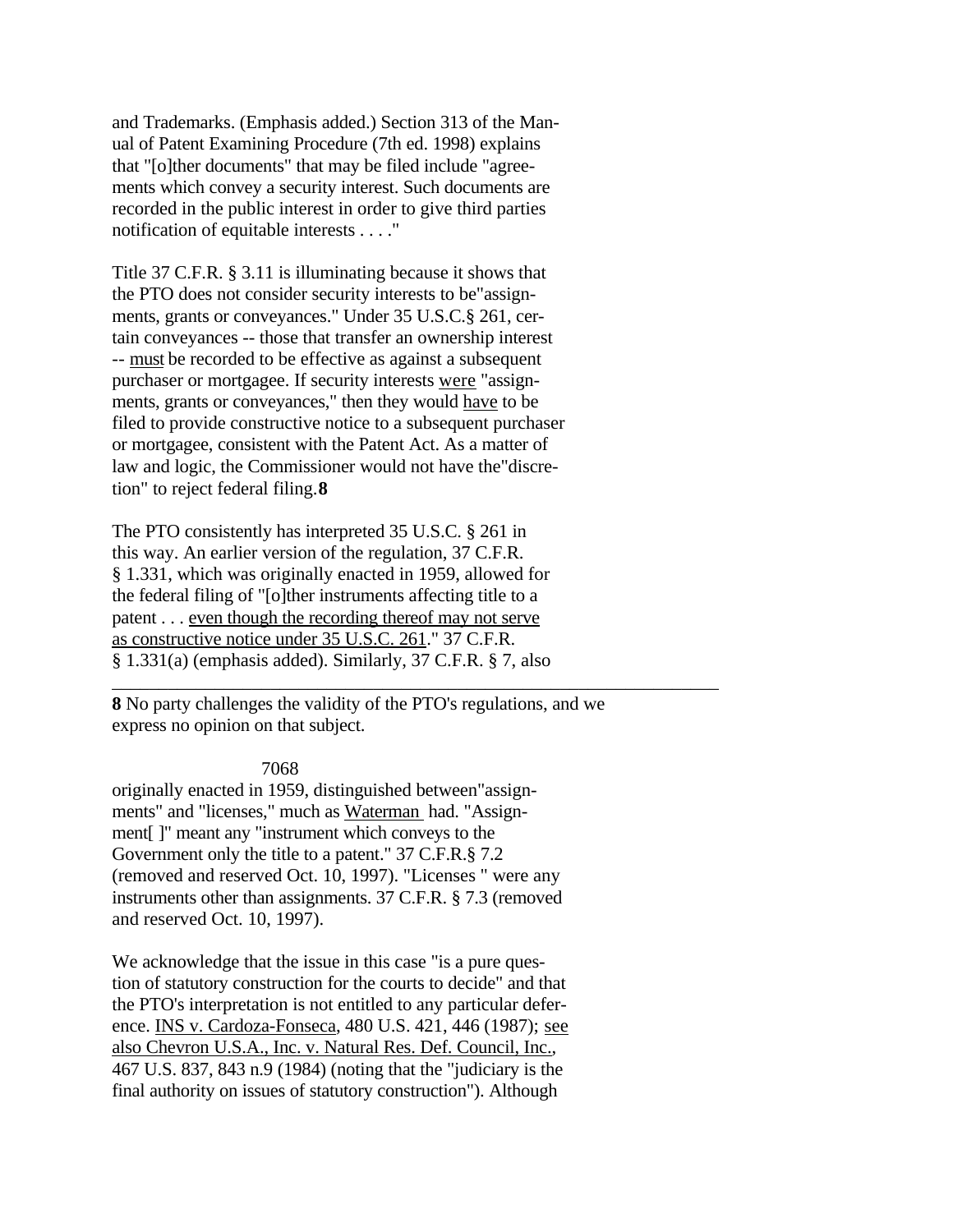and Trademarks. (Emphasis added.) Section 313 of the Manual of Patent Examining Procedure (7th ed. 1998) explains that "[o]ther documents" that may be filed include "agreements which convey a security interest. Such documents are recorded in the public interest in order to give third parties notification of equitable interests . . . ."

Title 37 C.F.R. § 3.11 is illuminating because it shows that the PTO does not consider security interests to be "assignments, grants or conveyances." Under 35 U.S.C. § 261, certain conveyances -- those that transfer an ownership interest -- must be recorded to be effective as against a subsequent purchaser or mortgagee. If security interests were "assignments, grants or conveyances," then they would have to be filed to provide constructive notice to a subsequent purchaser or mortgagee, consistent with the Patent Act. As a matter of law and logic, the Commissioner would not have the "discretion" to reject federal filing.**8**

The PTO consistently has interpreted 35 U.S.C. § 261 in this way. An earlier version of the regulation, 37 C.F.R. § 1.331, which was originally enacted in 1959, allowed for the federal filing of "[o]ther instruments affecting title to a patent . . . even though the recording thereof may not serve as constructive notice under 35 U.S.C. 261." 37 C.F.R. § 1.331(a) (emphasis added). Similarly, 37 C.F.R. § 7, also originally enacted in 1959, distinguished between "assignments" and "licenses," much as Waterman had. "Assignment[ ]" meant any "instrument which conveys to the Government only the title to a patent." 37 C.F.R. § 7.2 (removed and reserved Oct. 10, 1997). "Licenses " were any instruments other than assignments. 37 C.F.R. § 7.3 (removed and reserved Oct. 10, 1997).

We acknowledge that the issue in this case "is a pure question of statutory construction for the courts to decide" and that the PTO's interpretation is not entitled to any particular deference. INS v. Cardoza-Fonseca, 480 U.S. 421, 446 (1987); see also Chevron U.S.A., Inc. v. Natural Res. Def. Council, Inc., 467 U.S. 837, 843 n.9 (1984) (noting that the "judiciary is the final authority on issues of statutory construction"). Although

---

**8** No party challenges the validity of the PTO's regulations, and we express no opinion on that subject.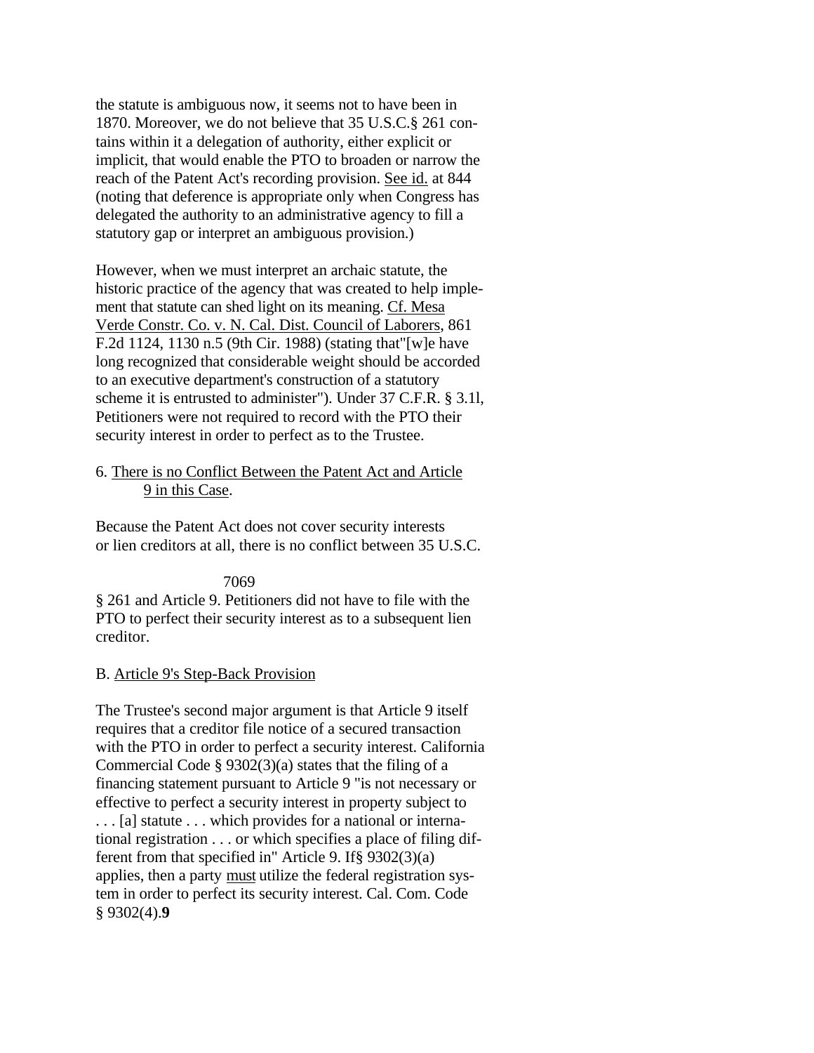the statute is ambiguous now, it seems not to have been in 1870. Moreover, we do not believe that 35 U.S.C.§ 261 contains within it a delegation of authority, either explicit or implicit, that would enable the PTO to broaden or narrow the reach of the Patent Act's recording provision. See id. at 844 (noting that deference is appropriate only when Congress has delegated the authority to an administrative agency to fill a statutory gap or interpret an ambiguous provision.)

However, when we must interpret an archaic statute, the historic practice of the agency that was created to help implement that statute can shed light on its meaning. Cf. Mesa Verde Constr. Co. v. N. Cal. Dist. Council of Laborers, 861 F.2d 1124, 1130 n.5 (9th Cir. 1988) (stating that"[w]e have long recognized that considerable weight should be accorded to an executive department's construction of a statutory scheme it is entrusted to administer"). Under 37 C.F.R. § 3.1l, Petitioners were not required to record with the PTO their security interest in order to perfect as to the Trustee.

6. There is no Conflict Between the Patent Act and Article 9 in this Case.

Because the Patent Act does not cover security interests or lien creditors at all, there is no conflict between 35 U.S.C. § 261 and Article 9. Petitioners did not have to file with the PTO to perfect their security interest as to a subsequent lien creditor.

B. Article 9's Step-Back Provision

The Trustee's second major argument is that Article 9 itself requires that a creditor file notice of a secured transaction with the PTO in order to perfect a security interest. California Commercial Code § 9302(3)(a) states that the filing of a financing statement pursuant to Article 9 "is not necessary or effective to perfect a security interest in property subject to . . . [a] statute . . . which provides for a national or international registration . . . or which specifies a place of filing different from that specified in" Article 9. If§ 9302(3)(a) applies, then a party must utilize the federal registration system in order to perfect its security interest. Cal. Com. Code § 9302(4).**9**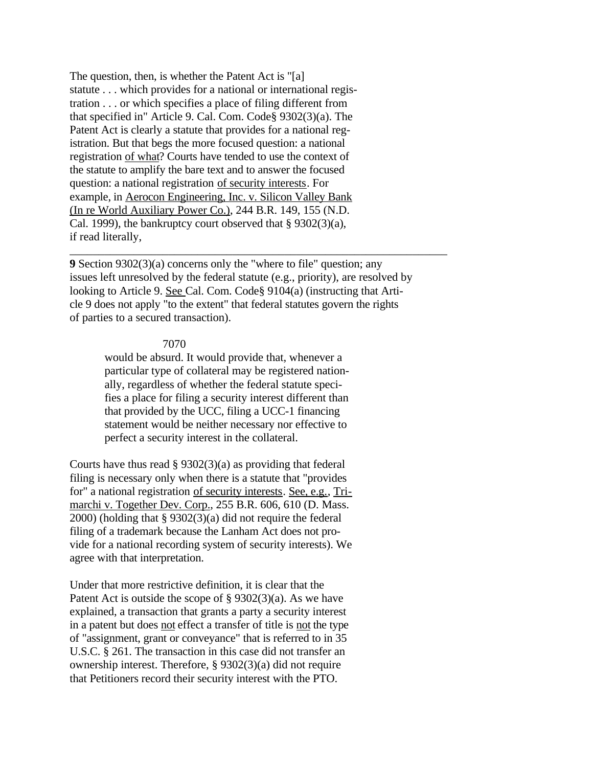The question, then, is whether the Patent Act is "[a] statute . . . which provides for a national or international registration . . . or which specifies a place of filing different from that specified in" Article 9. Cal. Com. Code§ 9302(3)(a). The Patent Act is clearly a statute that provides for a national registration. But that begs the more focused question: a national registration <u>of what</u>? Courts have tended to use the context of the statute to amplify the bare text and to answer the focused question: a national registration <u>of security interests</u>. For example, in <u>Aerocon Engineering, Inc. v. Silicon Valley Bank (In re World Auxiliary Power Co.)</u>, 244 B.R. 149, 155 (N.D. Cal. 1999), the bankruptcy court observed that § 9302(3)(a), if read literally,

> would be absurd. It would provide that, whenever a particular type of collateral may be registered nationally, regardless of whether the federal statute specifies a place for filing a security interest different than that provided by the UCC, filing a UCC-1 financing statement would be neither necessary nor effective to perfect a security interest in the collateral.

Courts have thus read § 9302(3)(a) as providing that federal filing is necessary only when there is a statute that "provides for" a national registration <u>of security interests</u>. <u>See, e.g.</u>, <u>Trimarchi v. Together Dev. Corp.</u>, 255 B.R. 606, 610 (D. Mass. 2000) (holding that § 9302(3)(a) did not require the federal filing of a trademark because the Lanham Act does not provide for a national recording system of security interests). We agree with that interpretation.

Under that more restrictive definition, it is clear that the Patent Act is outside the scope of § 9302(3)(a). As we have explained, a transaction that grants a party a security interest in a patent but does <u>not</u> effect a transfer of title is <u>not</u> the type of "assignment, grant or conveyance" that is referred to in 35 U.S.C. § 261. The transaction in this case did not transfer an ownership interest. Therefore, § 9302(3)(a) did not require that Petitioners record their security interest with the PTO.

---

**9** Section 9302(3)(a) concerns only the "where to file" question; any issues left unresolved by the federal statute (e.g., priority), are resolved by looking to Article 9. <u>See</u> Cal. Com. Code§ 9104(a) (instructing that Article 9 does not apply "to the extent" that federal statutes govern the rights of parties to a secured transaction).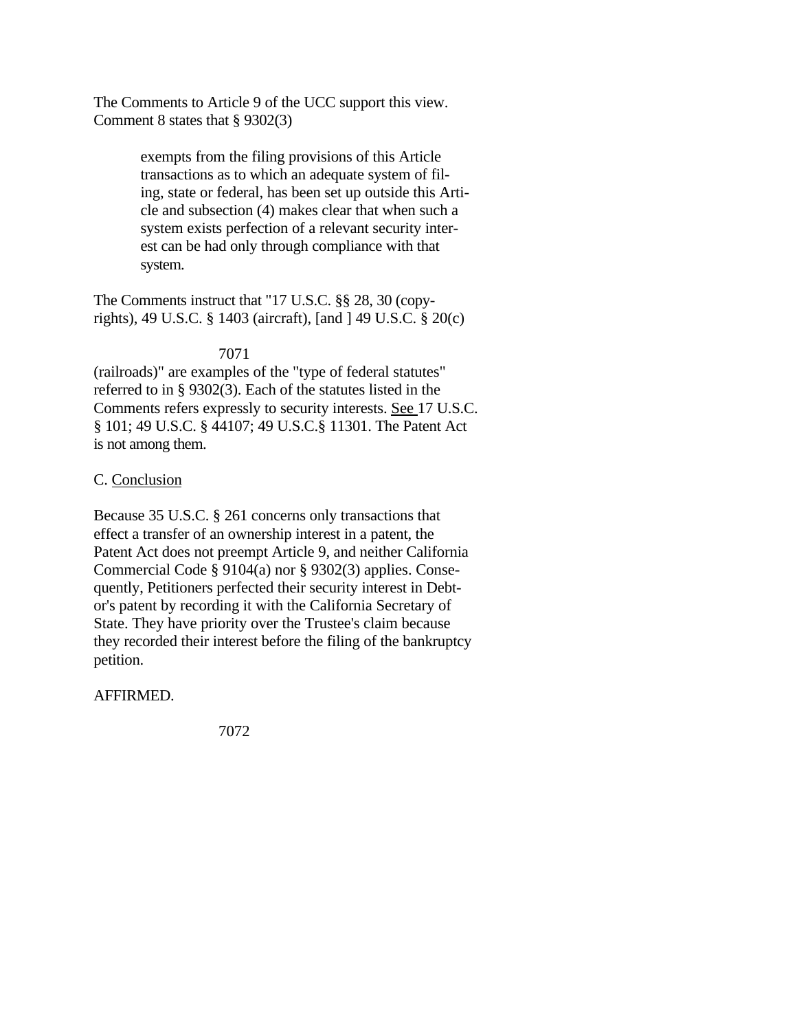The Comments to Article 9 of the UCC support this view. Comment 8 states that § 9302(3)

> exempts from the filing provisions of this Article transactions as to which an adequate system of filing, state or federal, has been set up outside this Article and subsection (4) makes clear that when such a system exists perfection of a relevant security interest can be had only through compliance with that system.

The Comments instruct that "17 U.S.C. §§ 28, 30 (copyrights), 49 U.S.C. § 1403 (aircraft), [and ] 49 U.S.C. § 20(c) (railroads)" are examples of the "type of federal statutes" referred to in § 9302(3). Each of the statutes listed in the Comments refers expressly to security interests. See 17 U.S.C. § 101; 49 U.S.C. § 44107; 49 U.S.C.§ 11301. The Patent Act is not among them.

C. Conclusion

Because 35 U.S.C. § 261 concerns only transactions that effect a transfer of an ownership interest in a patent, the Patent Act does not preempt Article 9, and neither California Commercial Code § 9104(a) nor § 9302(3) applies. Consequently, Petitioners perfected their security interest in Debtor's patent by recording it with the California Secretary of State. They have priority over the Trustee's claim because they recorded their interest before the filing of the bankruptcy petition.

AFFIRMED.